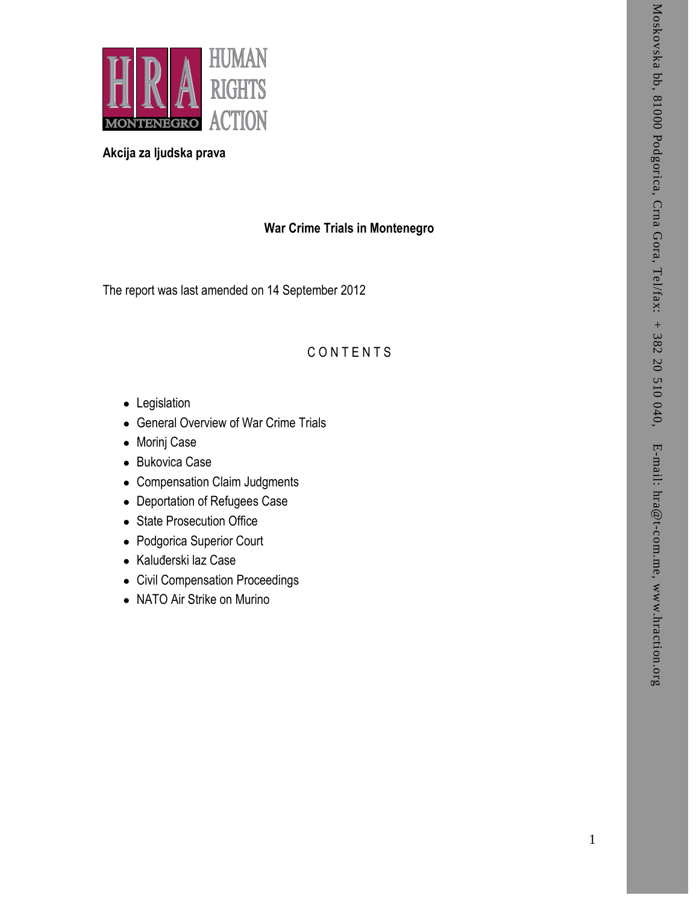HUMAN RIGHTS ACTION

MONTENEGRO

**Akcija za ljudska prava**

Moskovska bb, 81000 Podgorica, Crna Gora, Tel/fax: + 382 20 510 040, E-mail: hra@t-com.me, www.hraction.org

# War Crime Trials in Montenegro

The report was last amended on 14 September 2012

## CONTENTS

- Legislation
- General Overview of War Crime Trials
- Morinj Case
- Bukovica Case
- Compensation Claim Judgments
- Deportation of Refugees Case
- State Prosecution Office
- Podgorica Superior Court
- Kaluđerski laz Case
- Civil Compensation Proceedings
- NATO Air Strike on Murino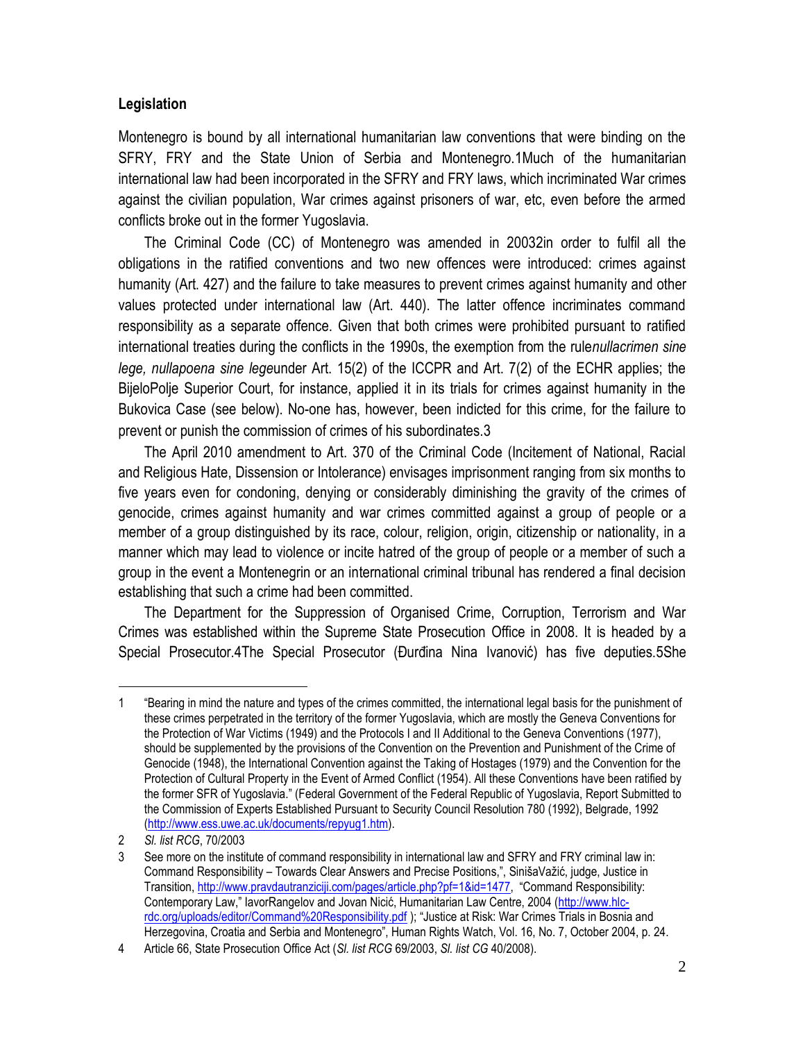## Legislation

Montenegro is bound by all international humanitarian law conventions that were binding on the SFRY, FRY and the State Union of Serbia and Montenegro.[1] Much of the humanitarian international law had been incorporated in the SFRY and FRY laws, which incriminated War crimes against the civilian population, War crimes against prisoners of war, etc, even before the armed conflicts broke out in the former Yugoslavia.

The Criminal Code (CC) of Montenegro was amended in 2003[2] in order to fulfil all the obligations in the ratified conventions and two new offences were introduced: crimes against humanity (Art. 427) and the failure to take measures to prevent crimes against humanity and other values protected under international law (Art. 440). The latter offence incriminates command responsibility as a separate offence. Given that both crimes were prohibited pursuant to ratified international treaties during the conflicts in the 1990s, the exemption from the rule *nullacrimen sine lege, nullapoena sine lege* under Art. 15(2) of the ICCPR and Art. 7(2) of the ECHR applies; the BijeloPolje Superior Court, for instance, applied it in its trials for crimes against humanity in the Bukovica Case (see below). No-one has, however, been indicted for this crime, for the failure to prevent or punish the commission of crimes of his subordinates.[3]

The April 2010 amendment to Art. 370 of the Criminal Code (Incitement of National, Racial and Religious Hate, Dissension or Intolerance) envisages imprisonment ranging from six months to five years even for condoning, denying or considerably diminishing the gravity of the crimes of genocide, crimes against humanity and war crimes committed against a group of people or a member of a group distinguished by its race, colour, religion, origin, citizenship or nationality, in a manner which may lead to violence or incite hatred of the group of people or a member of such a group in the event a Montenegrin or an international criminal tribunal has rendered a final decision establishing that such a crime had been committed.

The Department for the Suppression of Organised Crime, Corruption, Terrorism and War Crimes was established within the Supreme State Prosecution Office in 2008. It is headed by a Special Prosecutor.[4] The Special Prosecutor (Đurđina Nina Ivanović) has five deputies.[5] She

---

1 "Bearing in mind the nature and types of the crimes committed, the international legal basis for the punishment of these crimes perpetrated in the territory of the former Yugoslavia, which are mostly the Geneva Conventions for the Protection of War Victims (1949) and the Protocols I and II Additional to the Geneva Conventions (1977), should be supplemented by the provisions of the Convention on the Prevention and Punishment of the Crime of Genocide (1948), the International Convention against the Taking of Hostages (1979) and the Convention for the Protection of Cultural Property in the Event of Armed Conflict (1954). All these Conventions have been ratified by the former SFR of Yugoslavia." (Federal Government of the Federal Republic of Yugoslavia, Report Submitted to the Commission of Experts Established Pursuant to Security Council Resolution 780 (1992), Belgrade, 1992 (http://www.ess.uwe.ac.uk/documents/repyug1.htm).

2 *Sl. list RCG*, 70/2003

3 See more on the institute of command responsibility in international law and SFRY and FRY criminal law in: Command Responsibility – Towards Clear Answers and Precise Positions,", SinišaVažić, judge, Justice in Transition, http://www.pravdautranziciji.com/pages/article.php?pf=1&id=1477, "Command Responsibility: Contemporary Law," IavorRangelov and Jovan Nicić, Humanitarian Law Centre, 2004 (http://www.hlc-rdc.org/uploads/editor/Command%20Responsibility.pdf ); "Justice at Risk: War Crimes Trials in Bosnia and Herzegovina, Croatia and Serbia and Montenegro", Human Rights Watch, Vol. 16, No. 7, October 2004, p. 24.

4 Article 66, State Prosecution Office Act (*Sl. list RCG* 69/2003, *Sl. list CG* 40/2008).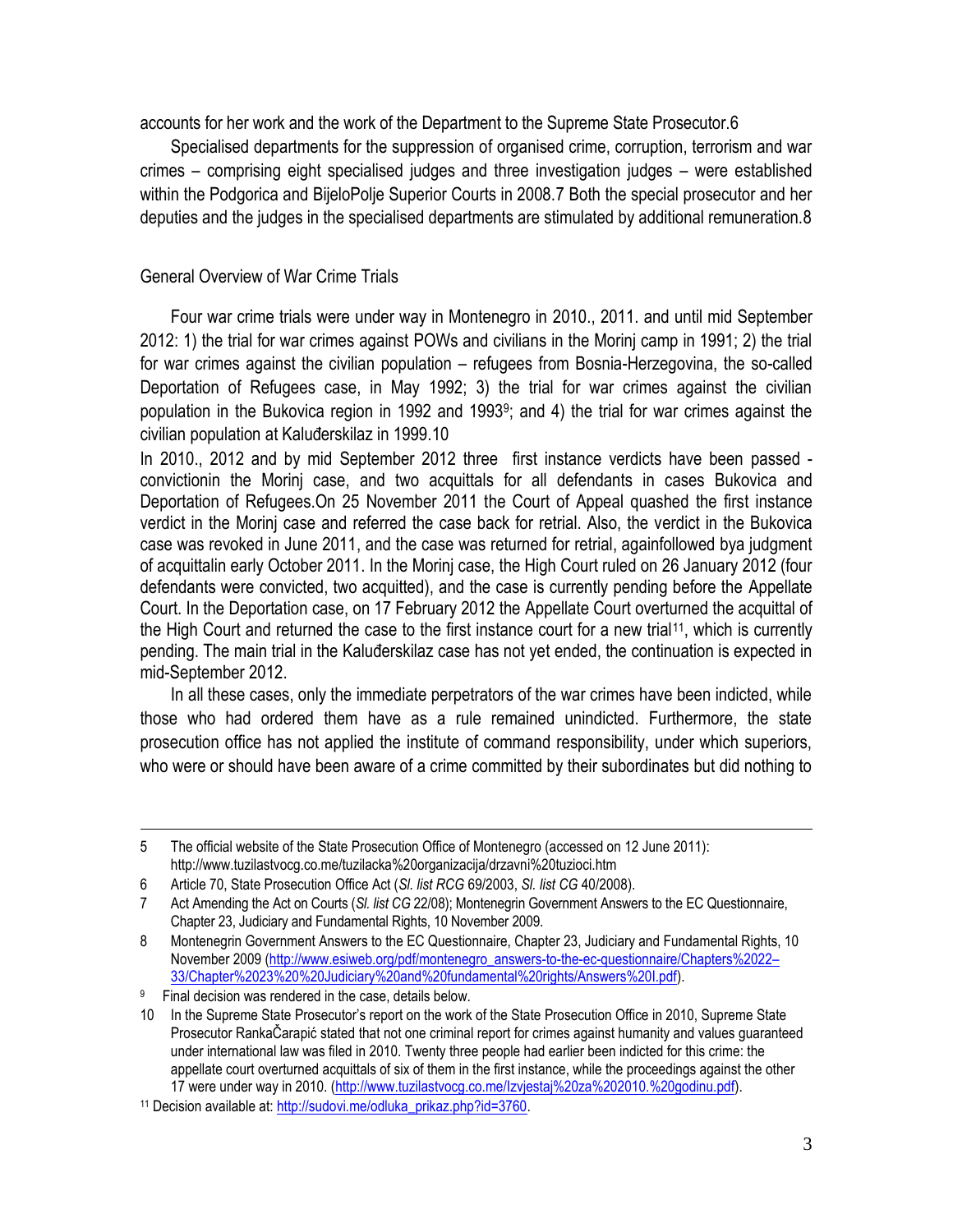accounts for her work and the work of the Department to the Supreme State Prosecutor.6

Specialised departments for the suppression of organised crime, corruption, terrorism and war crimes – comprising eight specialised judges and three investigation judges – were established within the Podgorica and BijeloPolje Superior Courts in 2008.7 Both the special prosecutor and her deputies and the judges in the specialised departments are stimulated by additional remuneration.8

## General Overview of War Crime Trials

Four war crime trials were under way in Montenegro in 2010., 2011. and until mid September 2012: 1) the trial for war crimes against POWs and civilians in the Morinj camp in 1991; 2) the trial for war crimes against the civilian population – refugees from Bosnia-Herzegovina, the so-called Deportation of Refugees case, in May 1992; 3) the trial for war crimes against the civilian population in the Bukovica region in 1992 and 1993[9]; and 4) the trial for war crimes against the civilian population at Kaluđerskilaz in 1999.10

In 2010., 2012 and by mid September 2012 three first instance verdicts have been passed - convictionin the Morinj case, and two acquittals for all defendants in cases Bukovica and Deportation of Refugees.On 25 November 2011 the Court of Appeal quashed the first instance verdict in the Morinj case and referred the case back for retrial. Also, the verdict in the Bukovica case was revoked in June 2011, and the case was returned for retrial, againfollowed bya judgment of acquittalin early October 2011. In the Morinj case, the High Court ruled on 26 January 2012 (four defendants were convicted, two acquitted), and the case is currently pending before the Appellate Court. In the Deportation case, on 17 February 2012 the Appellate Court overturned the acquittal of the High Court and returned the case to the first instance court for a new trial[11], which is currently pending. The main trial in the Kaluđerskilaz case has not yet ended, the continuation is expected in mid-September 2012.

In all these cases, only the immediate perpetrators of the war crimes have been indicted, while those who had ordered them have as a rule remained unindicted. Furthermore, the state prosecution office has not applied the institute of command responsibility, under which superiors, who were or should have been aware of a crime committed by their subordinates but did nothing to

---

5 The official website of the State Prosecution Office of Montenegro (accessed on 12 June 2011): http://www.tuzilastvocg.co.me/tuzilacka%20organizacija/drzavni%20tuzioci.htm

6 Article 70, State Prosecution Office Act (*Sl. list RCG* 69/2003, *Sl. list CG* 40/2008).

7 Act Amending the Act on Courts (*Sl. list CG* 22/08); Montenegrin Government Answers to the EC Questionnaire, Chapter 23, Judiciary and Fundamental Rights, 10 November 2009.

8 Montenegrin Government Answers to the EC Questionnaire, Chapter 23, Judiciary and Fundamental Rights, 10 November 2009 (http://www.esiweb.org/pdf/montenegro_answers-to-the-ec-questionnaire/Chapters%2022–33/Chapter%2023%20%20Judiciary%20and%20fundamental%20rights/Answers%20I.pdf).

9 Final decision was rendered in the case, details below.

10 In the Supreme State Prosecutor's report on the work of the State Prosecution Office in 2010, Supreme State Prosecutor RankaČarapić stated that not one criminal report for crimes against humanity and values guaranteed under international law was filed in 2010. Twenty three people had earlier been indicted for this crime: the appellate court overturned acquittals of six of them in the first instance, while the proceedings against the other 17 were under way in 2010. (http://www.tuzilastvocg.co.me/Izvjestaj%20za%202010.%20godinu.pdf).

11 Decision available at: http://sudovi.me/odluka_prikaz.php?id=3760.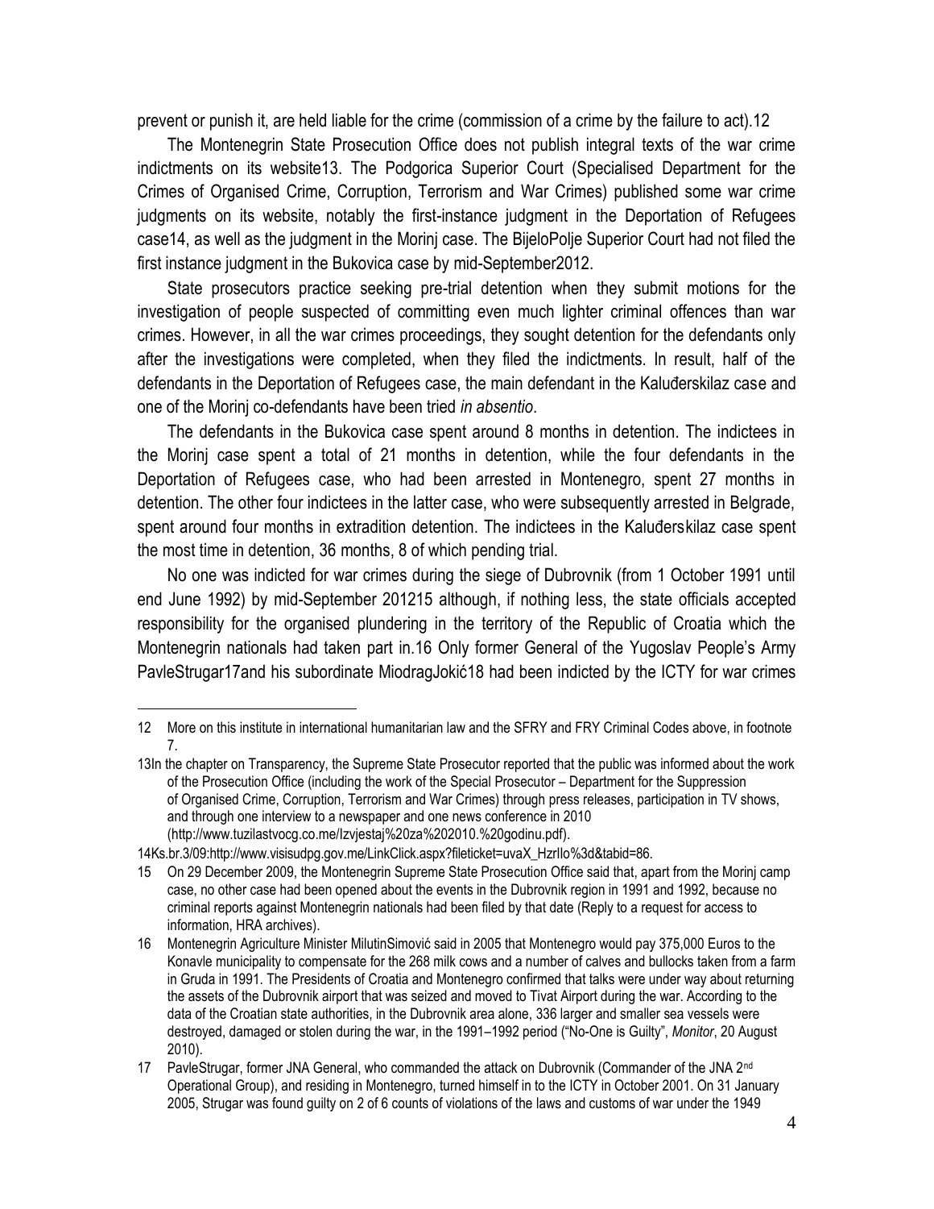prevent or punish it, are held liable for the crime (commission of a crime by the failure to act).12

The Montenegrin State Prosecution Office does not publish integral texts of the war crime indictments on its website13. The Podgorica Superior Court (Specialised Department for the Crimes of Organised Crime, Corruption, Terrorism and War Crimes) published some war crime judgments on its website, notably the first-instance judgment in the Deportation of Refugees case14, as well as the judgment in the Morinj case. The BijeloPolje Superior Court had not filed the first instance judgment in the Bukovica case by mid-September2012.

State prosecutors practice seeking pre-trial detention when they submit motions for the investigation of people suspected of committing even much lighter criminal offences than war crimes. However, in all the war crimes proceedings, they sought detention for the defendants only after the investigations were completed, when they filed the indictments. In result, half of the defendants in the Deportation of Refugees case, the main defendant in the Kaluđerskilaz case and one of the Morinj co-defendants have been tried *in absentio*.

The defendants in the Bukovica case spent around 8 months in detention. The indictees in the Morinj case spent a total of 21 months in detention, while the four defendants in the Deportation of Refugees case, who had been arrested in Montenegro, spent 27 months in detention. The other four indictees in the latter case, who were subsequently arrested in Belgrade, spent around four months in extradition detention. The indictees in the Kaluđerskilaz case spent the most time in detention, 36 months, 8 of which pending trial.

No one was indicted for war crimes during the siege of Dubrovnik (from 1 October 1991 until end June 1992) by mid-September 201215 although, if nothing less, the state officials accepted responsibility for the organised plundering in the territory of the Republic of Croatia which the Montenegrin nationals had taken part in.16 Only former General of the Yugoslav People's Army PavleStrugar17and his subordinate MiodragJokić18 had been indicted by the ICTY for war crimes

---

12 More on this institute in international humanitarian law and the SFRY and FRY Criminal Codes above, in footnote 7.

13In the chapter on Transparency, the Supreme State Prosecutor reported that the public was informed about the work of the Prosecution Office (including the work of the Special Prosecutor – Department for the Suppression of Organised Crime, Corruption, Terrorism and War Crimes) through press releases, participation in TV shows, and through one interview to a newspaper and one news conference in 2010 (http://www.tuzilastvocg.co.me/Izvjestaj%20za%202010.%20godinu.pdf).

14Ks.br.3/09:http://www.visisudpg.gov.me/LinkClick.aspx?fileticket=uvaX_HzrIlo%3d&tabid=86.

15 On 29 December 2009, the Montenegrin Supreme State Prosecution Office said that, apart from the Morinj camp case, no other case had been opened about the events in the Dubrovnik region in 1991 and 1992, because no criminal reports against Montenegrin nationals had been filed by that date (Reply to a request for access to information, HRA archives).

16 Montenegrin Agriculture Minister MilutinSimović said in 2005 that Montenegro would pay 375,000 Euros to the Konavle municipality to compensate for the 268 milk cows and a number of calves and bullocks taken from a farm in Gruda in 1991. The Presidents of Croatia and Montenegro confirmed that talks were under way about returning the assets of the Dubrovnik airport that was seized and moved to Tivat Airport during the war. According to the data of the Croatian state authorities, in the Dubrovnik area alone, 336 larger and smaller sea vessels were destroyed, damaged or stolen during the war, in the 1991–1992 period ("No-One is Guilty", *Monitor*, 20 August 2010).

17 PavleStrugar, former JNA General, who commanded the attack on Dubrovnik (Commander of the JNA 2nd Operational Group), and residing in Montenegro, turned himself in to the ICTY in October 2001. On 31 January 2005, Strugar was found guilty on 2 of 6 counts of violations of the laws and customs of war under the 1949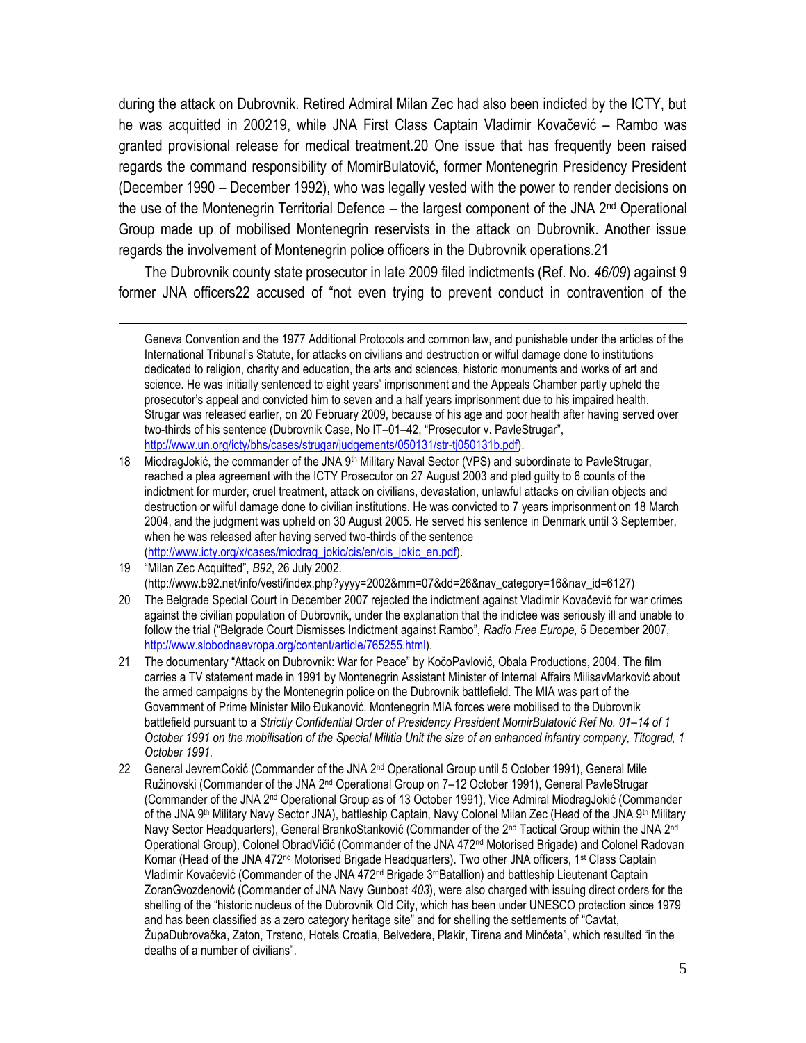during the attack on Dubrovnik. Retired Admiral Milan Zec had also been indicted by the ICTY, but he was acquitted in 2002[19], while JNA First Class Captain Vladimir Kovačević – Rambo was granted provisional release for medical treatment.[20] One issue that has frequently been raised regards the command responsibility of MomirBulatović, former Montenegrin Presidency President (December 1990 – December 1992), who was legally vested with the power to render decisions on the use of the Montenegrin Territorial Defence – the largest component of the JNA 2nd Operational Group made up of mobilised Montenegrin reservists in the attack on Dubrovnik. Another issue regards the involvement of Montenegrin police officers in the Dubrovnik operations.[21]

The Dubrovnik county state prosecutor in late 2009 filed indictments (Ref. No. *46/09*) against 9 former JNA officers[22] accused of "not even trying to prevent conduct in contravention of the

---

Geneva Convention and the 1977 Additional Protocols and common law, and punishable under the articles of the International Tribunal's Statute, for attacks on civilians and destruction or wilful damage done to institutions dedicated to religion, charity and education, the arts and sciences, historic monuments and works of art and science. He was initially sentenced to eight years' imprisonment and the Appeals Chamber partly upheld the prosecutor's appeal and convicted him to seven and a half years imprisonment due to his impaired health. Strugar was released earlier, on 20 February 2009, because of his age and poor health after having served over two-thirds of his sentence (Dubrovnik Case, No IT–01–42, "Prosecutor v. PavleStrugar", http://www.un.org/icty/bhs/cases/strugar/judgements/050131/str-tj050131b.pdf).

18 MiodragJokić, the commander of the JNA 9th Military Naval Sector (VPS) and subordinate to PavleStrugar, reached a plea agreement with the ICTY Prosecutor on 27 August 2003 and pled guilty to 6 counts of the indictment for murder, cruel treatment, attack on civilians, devastation, unlawful attacks on civilian objects and destruction or wilful damage done to civilian institutions. He was convicted to 7 years imprisonment on 18 March 2004, and the judgment was upheld on 30 August 2005. He served his sentence in Denmark until 3 September, when he was released after having served two-thirds of the sentence (http://www.icty.org/x/cases/miodrag_jokic/cis/en/cis_jokic_en.pdf).

19 "Milan Zec Acquitted", *B92*, 26 July 2002. (http://www.b92.net/info/vesti/index.php?yyyy=2002&mm=07&dd=26&nav_category=16&nav_id=6127)

20 The Belgrade Special Court in December 2007 rejected the indictment against Vladimir Kovačević for war crimes against the civilian population of Dubrovnik, under the explanation that the indictee was seriously ill and unable to follow the trial ("Belgrade Court Dismisses Indictment against Rambo", *Radio Free Europe,* 5 December 2007, http://www.slobodnaevropa.org/content/article/765255.html).

21 The documentary "Attack on Dubrovnik: War for Peace" by KočoPavlović, Obala Productions, 2004. The film carries a TV statement made in 1991 by Montenegrin Assistant Minister of Internal Affairs MilisavMarković about the armed campaigns by the Montenegrin police on the Dubrovnik battlefield. The MIA was part of the Government of Prime Minister Milo Đukanović. Montenegrin MIA forces were mobilised to the Dubrovnik battlefield pursuant to a *Strictly Confidential Order of Presidency President MomirBulatović Ref No. 01–14 of 1 October 1991 on the mobilisation of the Special Militia Unit the size of an enhanced infantry company, Titograd, 1 October 1991.*

22 General JevremCokić (Commander of the JNA 2nd Operational Group until 5 October 1991), General Mile Ružinovski (Commander of the JNA 2nd Operational Group on 7–12 October 1991), General PavleStrugar (Commander of the JNA 2nd Operational Group as of 13 October 1991), Vice Admiral MiodragJokić (Commander of the JNA 9th Military Navy Sector JNA), battleship Captain, Navy Colonel Milan Zec (Head of the JNA 9th Military Navy Sector Headquarters), General BrankoStanković (Commander of the 2nd Tactical Group within the JNA 2nd Operational Group), Colonel ObradVičić (Commander of the JNA 472nd Motorised Brigade) and Colonel Radovan Komar (Head of the JNA 472nd Motorised Brigade Headquarters). Two other JNA officers, 1st Class Captain Vladimir Kovačević (Commander of the JNA 472nd Brigade 3rdBatallion) and battleship Lieutenant Captain ZoranGvozdenović (Commander of JNA Navy Gunboat *403*), were also charged with issuing direct orders for the shelling of the "historic nucleus of the Dubrovnik Old City, which has been under UNESCO protection since 1979 and has been classified as a zero category heritage site" and for shelling the settlements of "Cavtat, ŽupaDubrovačka, Zaton, Trsteno, Hotels Croatia, Belvedere, Plakir, Tirena and Minčeta", which resulted "in the deaths of a number of civilians".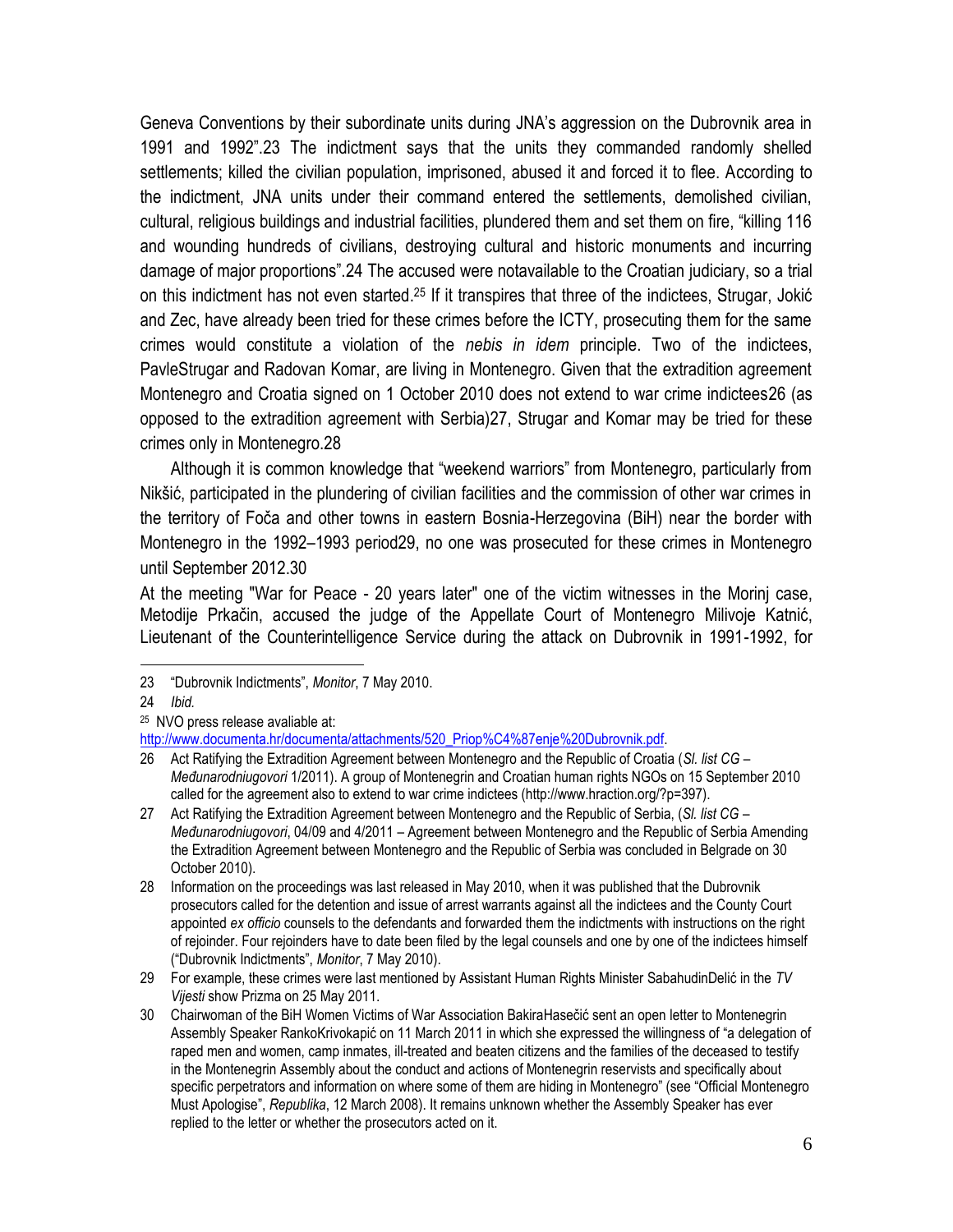Geneva Conventions by their subordinate units during JNA's aggression on the Dubrovnik area in 1991 and 1992".23 The indictment says that the units they commanded randomly shelled settlements; killed the civilian population, imprisoned, abused it and forced it to flee. According to the indictment, JNA units under their command entered the settlements, demolished civilian, cultural, religious buildings and industrial facilities, plundered them and set them on fire, "killing 116 and wounding hundreds of civilians, destroying cultural and historic monuments and incurring damage of major proportions".24 The accused were notavailable to the Croatian judiciary, so a trial on this indictment has not even started.[25] If it transpires that three of the indictees, Strugar, Jokić and Zec, have already been tried for these crimes before the ICTY, prosecuting them for the same crimes would constitute a violation of the *nebis in idem* principle. Two of the indictees, PavleStrugar and Radovan Komar, are living in Montenegro. Given that the extradition agreement Montenegro and Croatia signed on 1 October 2010 does not extend to war crime indictees26 (as opposed to the extradition agreement with Serbia)27, Strugar and Komar may be tried for these crimes only in Montenegro.28

Although it is common knowledge that "weekend warriors" from Montenegro, particularly from Nikšić, participated in the plundering of civilian facilities and the commission of other war crimes in the territory of Foča and other towns in eastern Bosnia-Herzegovina (BiH) near the border with Montenegro in the 1992–1993 period29, no one was prosecuted for these crimes in Montenegro until September 2012.30

At the meeting "War for Peace - 20 years later" one of the victim witnesses in the Morinj case, Metodije Prkačin, accused the judge of the Appellate Court of Montenegro Milivoje Katnić, Lieutenant of the Counterintelligence Service during the attack on Dubrovnik in 1991-1992, for

---

23 "Dubrovnik Indictments", *Monitor*, 7 May 2010.

24 *Ibid.*

25 NVO press release avaliable at: http://www.documenta.hr/documenta/attachments/520_Priop%C4%87enje%20Dubrovnik.pdf.

26 Act Ratifying the Extradition Agreement between Montenegro and the Republic of Croatia (*Sl. list CG – Međunarodniugovori* 1/2011). A group of Montenegrin and Croatian human rights NGOs on 15 September 2010 called for the agreement also to extend to war crime indictees (http://www.hraction.org/?p=397).

27 Act Ratifying the Extradition Agreement between Montenegro and the Republic of Serbia, (*Sl. list CG – Međunarodniugovori*, 04/09 and 4/2011 – Agreement between Montenegro and the Republic of Serbia Amending the Extradition Agreement between Montenegro and the Republic of Serbia was concluded in Belgrade on 30 October 2010).

28 Information on the proceedings was last released in May 2010, when it was published that the Dubrovnik prosecutors called for the detention and issue of arrest warrants against all the indictees and the County Court appointed *ex officio* counsels to the defendants and forwarded them the indictments with instructions on the right of rejoinder. Four rejoinders have to date been filed by the legal counsels and one by one of the indictees himself ("Dubrovnik Indictments", *Monitor*, 7 May 2010).

29 For example, these crimes were last mentioned by Assistant Human Rights Minister SabahudinDelić in the *TV Vijesti* show Prizma on 25 May 2011.

30 Chairwoman of the BiH Women Victims of War Association BakiraHasečić sent an open letter to Montenegrin Assembly Speaker RankoKrivokapić on 11 March 2011 in which she expressed the willingness of "a delegation of raped men and women, camp inmates, ill-treated and beaten citizens and the families of the deceased to testify in the Montenegrin Assembly about the conduct and actions of Montenegrin reservists and specifically about specific perpetrators and information on where some of them are hiding in Montenegro" (see "Official Montenegro Must Apologise", *Republika*, 12 March 2008). It remains unknown whether the Assembly Speaker has ever replied to the letter or whether the prosecutors acted on it.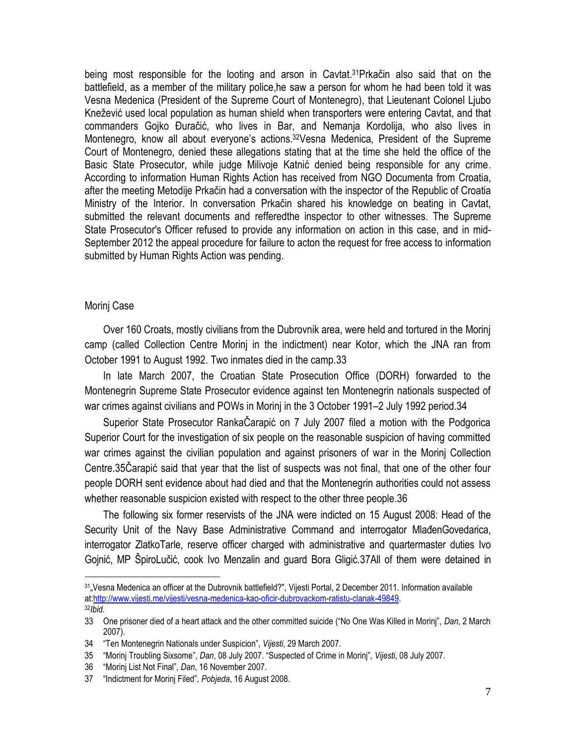being most responsible for the looting and arson in Cavtat.[31]Prkačin also said that on the battlefield, as a member of the military police,he saw a person for whom he had been told it was Vesna Medenica (President of the Supreme Court of Montenegro), that Lieutenant Colonel Ljubo Knežević used local population as human shield when transporters were entering Cavtat, and that commanders Gojko Đuračić, who lives in Bar, and Nemanja Kordolija, who also lives in Montenegro, know all about everyone's actions.[32]Vesna Medenica, President of the Supreme Court of Montenegro, denied these allegations stating that at the time she held the office of the Basic State Prosecutor, while judge Milivoje Katnić denied being responsible for any crime. According to information Human Rights Action has received from NGO Documenta from Croatia, after the meeting Metodije Prkačin had a conversation with the inspector of the Republic of Croatia Ministry of the Interior. In conversation Prkačin shared his knowledge on beating in Cavtat, submitted the relevant documents and refferedthe inspector to other witnesses. The Supreme State Prosecutor's Officer refused to provide any information on action in this case, and in mid-September 2012 the appeal procedure for failure to acton the request for free access to information submitted by Human Rights Action was pending.

Morinj Case

Over 160 Croats, mostly civilians from the Dubrovnik area, were held and tortured in the Morinj camp (called Collection Centre Morinj in the indictment) near Kotor, which the JNA ran from October 1991 to August 1992. Two inmates died in the camp.33

In late March 2007, the Croatian State Prosecution Office (DORH) forwarded to the Montenegrin Supreme State Prosecutor evidence against ten Montenegrin nationals suspected of war crimes against civilians and POWs in Morinj in the 3 October 1991–2 July 1992 period.34

Superior State Prosecutor RankaČarapić on 7 July 2007 filed a motion with the Podgorica Superior Court for the investigation of six people on the reasonable suspicion of having committed war crimes against the civilian population and against prisoners of war in the Morinj Collection Centre.35Čarapić said that year that the list of suspects was not final, that one of the other four people DORH sent evidence about had died and that the Montenegrin authorities could not assess whether reasonable suspicion existed with respect to the other three people.36

The following six former reservists of the JNA were indicted on 15 August 2008: Head of the Security Unit of the Navy Base Administrative Command and interrogator MlađenGovedarica, interrogator ZlatkoTarle, reserve officer charged with administrative and quartermaster duties Ivo Gojnić, MP ŠpiroLučić, cook Ivo Menzalin and guard Bora Gligić.37All of them were detained in

---

[31] „Vesna Medenica an officer at the Dubrovnik battlefield?", Vijesti Portal, 2 December 2011. Information available at:http://www.vijesti.me/vijesti/vesna-medenica-kao-oficir-dubrovackom-ratistu-clanak-49849.

[32] *Ibid.*

33 One prisoner died of a heart attack and the other committed suicide ("No One Was Killed in Morinj", *Dan*, 2 March 2007).

34 "Ten Montenegrin Nationals under Suspicion", *Vijesti*, 29 March 2007.

35 "Morinj Troubling Sixsome", *Dan*, 08 July 2007. "Suspected of Crime in Morinj", *Vijesti*, 08 July 2007.

36 "Morinj List Not Final", *Dan*, 16 November 2007.

37 "Indictment for Morinj Filed", *Pobjeda*, 16 August 2008.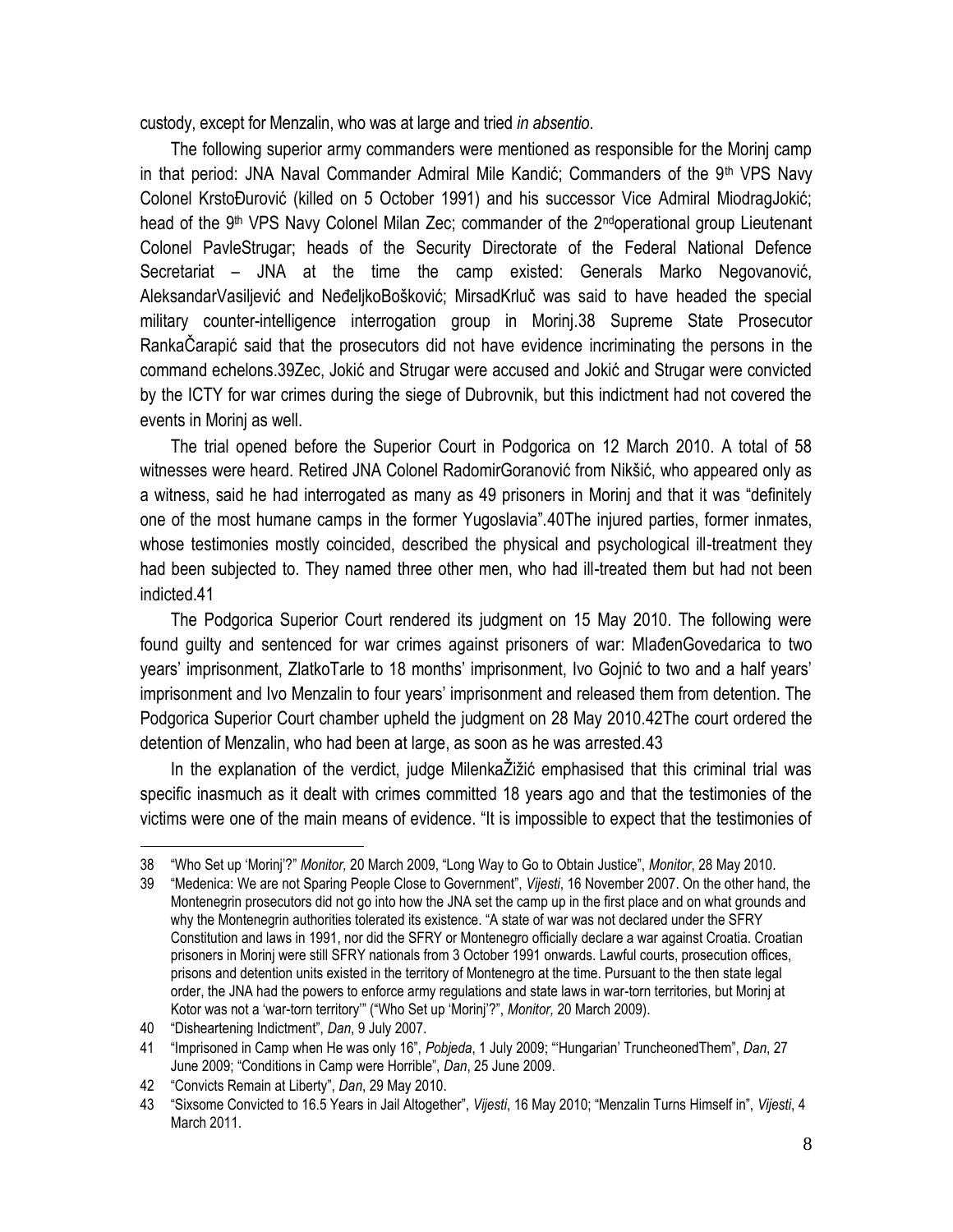custody, except for Menzalin, who was at large and tried *in absentio*.

The following superior army commanders were mentioned as responsible for the Morinj camp in that period: JNA Naval Commander Admiral Mile Kandić; Commanders of the 9th VPS Navy Colonel KrstoĐurović (killed on 5 October 1991) and his successor Vice Admiral MiodragJokić; head of the 9th VPS Navy Colonel Milan Zec; commander of the 2ndoperational group Lieutenant Colonel PavleStrugar; heads of the Security Directorate of the Federal National Defence Secretariat – JNA at the time the camp existed: Generals Marko Negovanović, AleksandarVasiljević and NeđeljkoBošković; MirsadKrluč was said to have headed the special military counter-intelligence interrogation group in Morinj.[38] Supreme State Prosecutor RankaČarapić said that the prosecutors did not have evidence incriminating the persons in the command echelons.[39]Zec, Jokić and Strugar were accused and Jokić and Strugar were convicted by the ICTY for war crimes during the siege of Dubrovnik, but this indictment had not covered the events in Morinj as well.

The trial opened before the Superior Court in Podgorica on 12 March 2010. A total of 58 witnesses were heard. Retired JNA Colonel RadomirGoranović from Nikšić, who appeared only as a witness, said he had interrogated as many as 49 prisoners in Morinj and that it was "definitely one of the most humane camps in the former Yugoslavia".[40]The injured parties, former inmates, whose testimonies mostly coincided, described the physical and psychological ill-treatment they had been subjected to. They named three other men, who had ill-treated them but had not been indicted.[41]

The Podgorica Superior Court rendered its judgment on 15 May 2010. The following were found guilty and sentenced for war crimes against prisoners of war: MlađenGovedarica to two years' imprisonment, ZlatkoTarle to 18 months' imprisonment, Ivo Gojnić to two and a half years' imprisonment and Ivo Menzalin to four years' imprisonment and released them from detention. The Podgorica Superior Court chamber upheld the judgment on 28 May 2010.[42]The court ordered the detention of Menzalin, who had been at large, as soon as he was arrested.[43]

In the explanation of the verdict, judge MilenkaŽižić emphasised that this criminal trial was specific inasmuch as it dealt with crimes committed 18 years ago and that the testimonies of the victims were one of the main means of evidence. "It is impossible to expect that the testimonies of

---

38 "Who Set up 'Morinj'?" *Monitor,* 20 March 2009, "Long Way to Go to Obtain Justice", *Monitor*, 28 May 2010.

39 "Medenica: We are not Sparing People Close to Government", *Vijesti*, 16 November 2007. On the other hand, the Montenegrin prosecutors did not go into how the JNA set the camp up in the first place and on what grounds and why the Montenegrin authorities tolerated its existence. "A state of war was not declared under the SFRY Constitution and laws in 1991, nor did the SFRY or Montenegro officially declare a war against Croatia. Croatian prisoners in Morinj were still SFRY nationals from 3 October 1991 onwards. Lawful courts, prosecution offices, prisons and detention units existed in the territory of Montenegro at the time. Pursuant to the then state legal order, the JNA had the powers to enforce army regulations and state laws in war-torn territories, but Morinj at Kotor was not a 'war-torn territory'" ("Who Set up 'Morinj'?", *Monitor,* 20 March 2009).

40 "Disheartening Indictment", *Dan*, 9 July 2007.

41 "Imprisoned in Camp when He was only 16", *Pobjeda*, 1 July 2009; "'Hungarian' TruncheonedThem", *Dan*, 27 June 2009; "Conditions in Camp were Horrible", *Dan*, 25 June 2009.

42 "Convicts Remain at Liberty", *Dan*, 29 May 2010.

43 "Sixsome Convicted to 16.5 Years in Jail Altogether", *Vijesti*, 16 May 2010; "Menzalin Turns Himself in", *Vijesti*, 4 March 2011.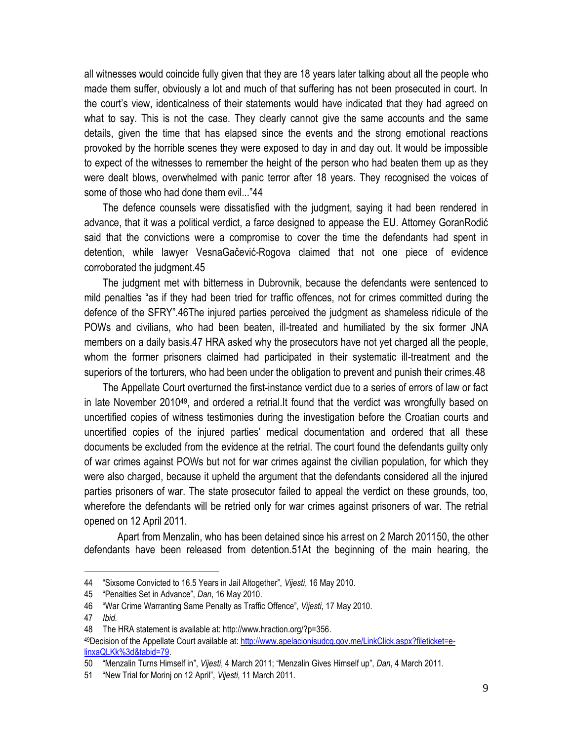all witnesses would coincide fully given that they are 18 years later talking about all the people who made them suffer, obviously a lot and much of that suffering has not been prosecuted in court. In the court's view, identicalness of their statements would have indicated that they had agreed on what to say. This is not the case. They clearly cannot give the same accounts and the same details, given the time that has elapsed since the events and the strong emotional reactions provoked by the horrible scenes they were exposed to day in and day out. It would be impossible to expect of the witnesses to remember the height of the person who had beaten them up as they were dealt blows, overwhelmed with panic terror after 18 years. They recognised the voices of some of those who had done them evil..."44

The defence counsels were dissatisfied with the judgment, saying it had been rendered in advance, that it was a political verdict, a farce designed to appease the EU. Attorney GoranRodić said that the convictions were a compromise to cover the time the defendants had spent in detention, while lawyer VesnaGačević-Rogova claimed that not one piece of evidence corroborated the judgment.45

The judgment met with bitterness in Dubrovnik, because the defendants were sentenced to mild penalties "as if they had been tried for traffic offences, not for crimes committed during the defence of the SFRY".46The injured parties perceived the judgment as shameless ridicule of the POWs and civilians, who had been beaten, ill-treated and humiliated by the six former JNA members on a daily basis.47 HRA asked why the prosecutors have not yet charged all the people, whom the former prisoners claimed had participated in their systematic ill-treatment and the superiors of the torturers, who had been under the obligation to prevent and punish their crimes.48

The Appellate Court overturned the first-instance verdict due to a series of errors of law or fact in late November 2010[49], and ordered a retrial.It found that the verdict was wrongfully based on uncertified copies of witness testimonies during the investigation before the Croatian courts and uncertified copies of the injured parties' medical documentation and ordered that all these documents be excluded from the evidence at the retrial. The court found the defendants guilty only of war crimes against POWs but not for war crimes against the civilian population, for which they were also charged, because it upheld the argument that the defendants considered all the injured parties prisoners of war. The state prosecutor failed to appeal the verdict on these grounds, too, wherefore the defendants will be retried only for war crimes against prisoners of war. The retrial opened on 12 April 2011.

Apart from Menzalin, who has been detained since his arrest on 2 March 201150, the other defendants have been released from detention.51At the beginning of the main hearing, the

---

44 "Sixsome Convicted to 16.5 Years in Jail Altogether", *Vijesti*, 16 May 2010.

45 "Penalties Set in Advance", *Dan*, 16 May 2010.

46 "War Crime Warranting Same Penalty as Traffic Offence", *Vijesti*, 17 May 2010.

47 *Ibid.*

48 The HRA statement is available at: http://www.hraction.org/?p=356.

49 Decision of the Appellate Court available at: http://www.apelacionisudcg.gov.me/LinkClick.aspx?fileticket=e-linxaQLKk%3d&tabid=79.

50 "Menzalin Turns Himself in", *Vijesti*, 4 March 2011; "Menzalin Gives Himself up", *Dan*, 4 March 2011.

51 "New Trial for Morinj on 12 April", *Vijesti*, 11 March 2011.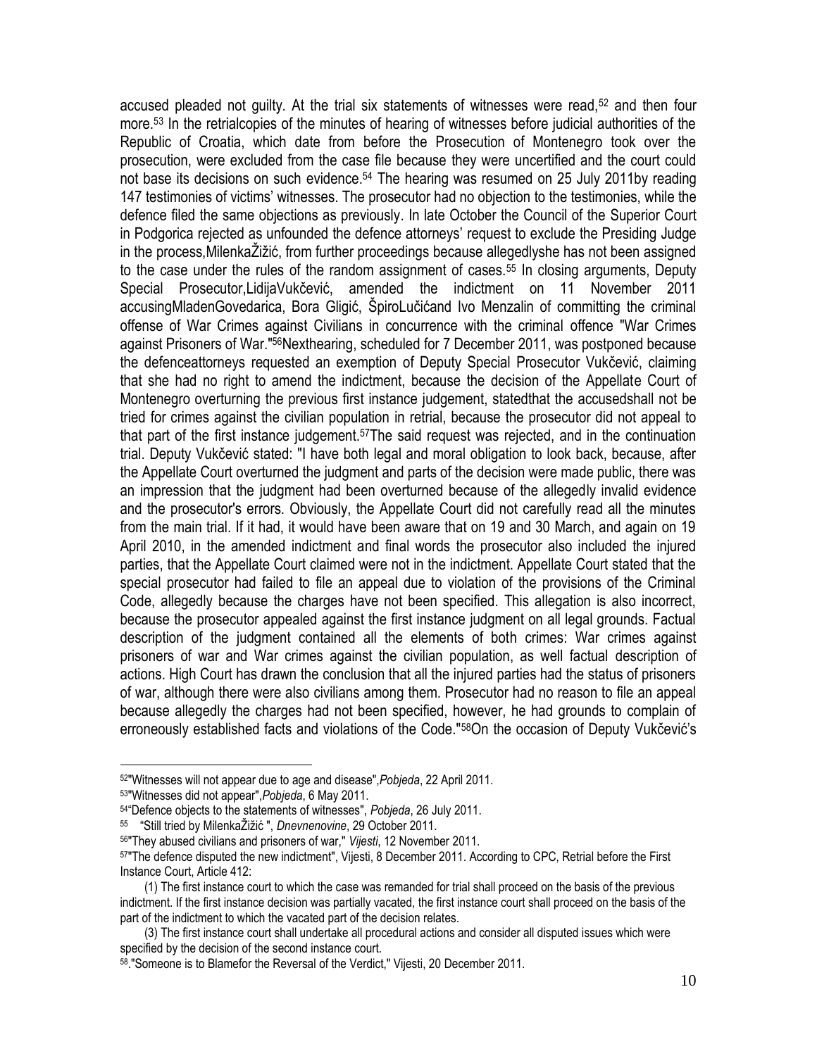accused pleaded not guilty. At the trial six statements of witnesses were read,[52] and then four more.[53] In the retrialcopies of the minutes of hearing of witnesses before judicial authorities of the Republic of Croatia, which date from before the Prosecution of Montenegro took over the prosecution, were excluded from the case file because they were uncertified and the court could not base its decisions on such evidence.[54] The hearing was resumed on 25 July 2011by reading 147 testimonies of victims' witnesses. The prosecutor had no objection to the testimonies, while the defence filed the same objections as previously. In late October the Council of the Superior Court in Podgorica rejected as unfounded the defence attorneys' request to exclude the Presiding Judge in the process,MilenkaŽižić, from further proceedings because allegedlyshe has not been assigned to the case under the rules of the random assignment of cases.[55] In closing arguments, Deputy Special Prosecutor,LidijaVukčević, amended the indictment on 11 November 2011 accusingMladenGovedarica, Bora Gligić, ŠpiroLučićand Ivo Menzalin of committing the criminal offense of War Crimes against Civilians in concurrence with the criminal offence "War Crimes against Prisoners of War."[56]Nexthearing, scheduled for 7 December 2011, was postponed because the defenceattorneys requested an exemption of Deputy Special Prosecutor Vukčević, claiming that she had no right to amend the indictment, because the decision of the Appellate Court of Montenegro overturning the previous first instance judgement, statedthat the accusedshall not be tried for crimes against the civilian population in retrial, because the prosecutor did not appeal to that part of the first instance judgement.[57]The said request was rejected, and in the continuation trial. Deputy Vukčević stated: "I have both legal and moral obligation to look back, because, after the Appellate Court overturned the judgment and parts of the decision were made public, there was an impression that the judgment had been overturned because of the allegedly invalid evidence and the prosecutor's errors. Obviously, the Appellate Court did not carefully read all the minutes from the main trial. If it had, it would have been aware that on 19 and 30 March, and again on 19 April 2010, in the amended indictment and final words the prosecutor also included the injured parties, that the Appellate Court claimed were not in the indictment. Appellate Court stated that the special prosecutor had failed to file an appeal due to violation of the provisions of the Criminal Code, allegedly because the charges have not been specified. This allegation is also incorrect, because the prosecutor appealed against the first instance judgment on all legal grounds. Factual description of the judgment contained all the elements of both crimes: War crimes against prisoners of war and War crimes against the civilian population, as well factual description of actions. High Court has drawn the conclusion that all the injured parties had the status of prisoners of war, although there were also civilians among them. Prosecutor had no reason to file an appeal because allegedly the charges had not been specified, however, he had grounds to complain of erroneously established facts and violations of the Code."[58]On the occasion of Deputy Vukčević's

---

[52]"Witnesses will not appear due to age and disease",*Pobjeda*, 22 April 2011.

[53]"Witnesses did not appear",*Pobjeda*, 6 May 2011.

[54]"Defence objects to the statements of witnesses", *Pobjeda*, 26 July 2011.

[55] "Still tried by MilenkaŽižić ", *Dnevnenovine*, 29 October 2011.

[56]"They abused civilians and prisoners of war," *Vijesti*, 12 November 2011.

[57]"The defence disputed the new indictment", Vijesti, 8 December 2011. According to CPC, Retrial before the First Instance Court, Article 412:

(1) The first instance court to which the case was remanded for trial shall proceed on the basis of the previous indictment. If the first instance decision was partially vacated, the first instance court shall proceed on the basis of the part of the indictment to which the vacated part of the decision relates.

(3) The first instance court shall undertake all procedural actions and consider all disputed issues which were specified by the decision of the second instance court.

[58]."Someone is to Blamefor the Reversal of the Verdict," Vijesti, 20 December 2011.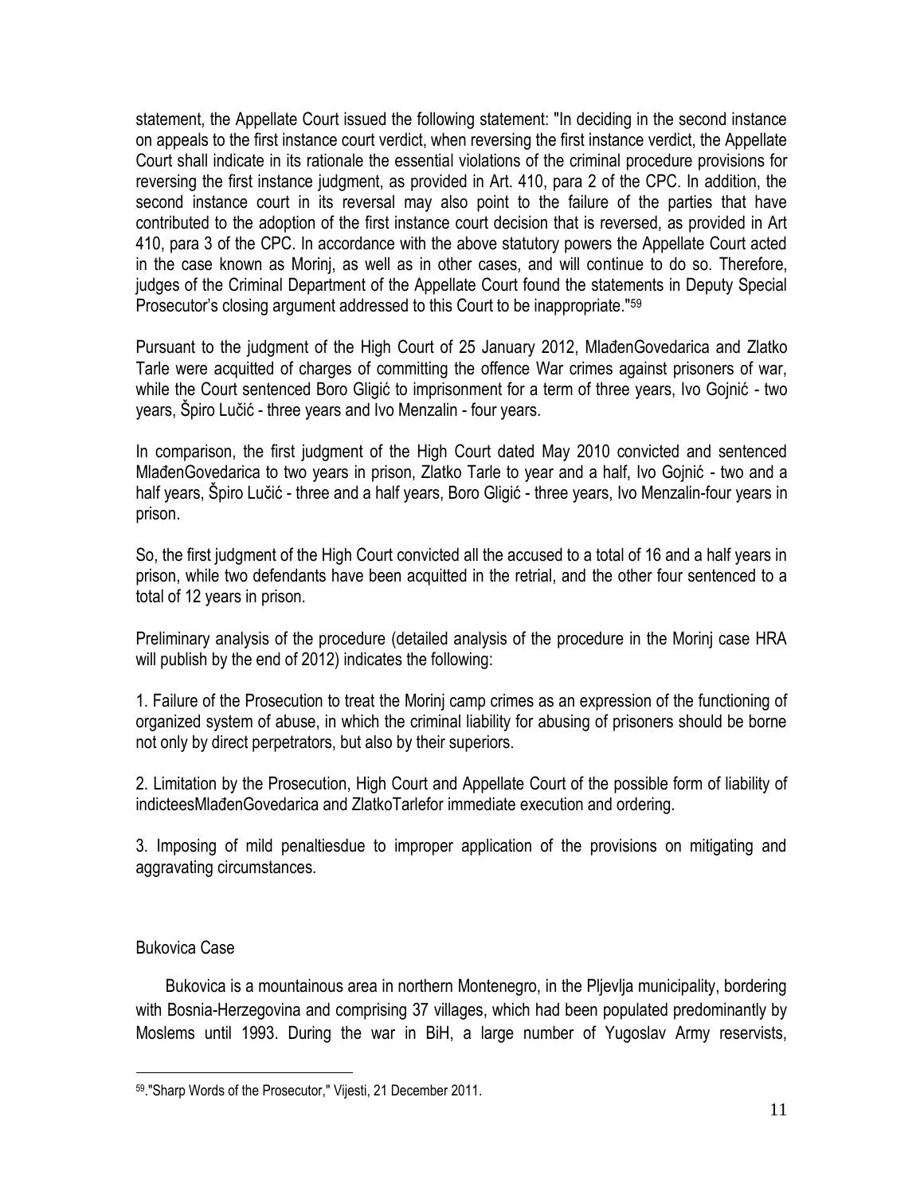statement, the Appellate Court issued the following statement: "In deciding in the second instance on appeals to the first instance court verdict, when reversing the first instance verdict, the Appellate Court shall indicate in its rationale the essential violations of the criminal procedure provisions for reversing the first instance judgment, as provided in Art. 410, para 2 of the CPC. In addition, the second instance court in its reversal may also point to the failure of the parties that have contributed to the adoption of the first instance court decision that is reversed, as provided in Art 410, para 3 of the CPC. In accordance with the above statutory powers the Appellate Court acted in the case known as Morinj, as well as in other cases, and will continue to do so. Therefore, judges of the Criminal Department of the Appellate Court found the statements in Deputy Special Prosecutor's closing argument addressed to this Court to be inappropriate."[59]

Pursuant to the judgment of the High Court of 25 January 2012, MlađenGovedarica and Zlatko Tarle were acquitted of charges of committing the offence War crimes against prisoners of war, while the Court sentenced Boro Gligić to imprisonment for a term of three years, Ivo Gojnić - two years, Špiro Lučić - three years and Ivo Menzalin - four years.

In comparison, the first judgment of the High Court dated May 2010 convicted and sentenced MlađenGovedarica to two years in prison, Zlatko Tarle to year and a half, Ivo Gojnić - two and a half years, Špiro Lučić - three and a half years, Boro Gligić - three years, Ivo Menzalin-four years in prison.

So, the first judgment of the High Court convicted all the accused to a total of 16 and a half years in prison, while two defendants have been acquitted in the retrial, and the other four sentenced to a total of 12 years in prison.

Preliminary analysis of the procedure (detailed analysis of the procedure in the Morinj case HRA will publish by the end of 2012) indicates the following:

1. Failure of the Prosecution to treat the Morinj camp crimes as an expression of the functioning of organized system of abuse, in which the criminal liability for abusing of prisoners should be borne not only by direct perpetrators, but also by their superiors.

2. Limitation by the Prosecution, High Court and Appellate Court of the possible form of liability of indicteesMlađenGovedarica and ZlatkoTarlefor immediate execution and ordering.

3. Imposing of mild penaltiesdue to improper application of the provisions on mitigating and aggravating circumstances.

## Bukovica Case

Bukovica is a mountainous area in northern Montenegro, in the Pljevlja municipality, bordering with Bosnia-Herzegovina and comprising 37 villages, which had been populated predominantly by Moslems until 1993. During the war in BiH, a large number of Yugoslav Army reservists,

---

[59] "Sharp Words of the Prosecutor," Vijesti, 21 December 2011.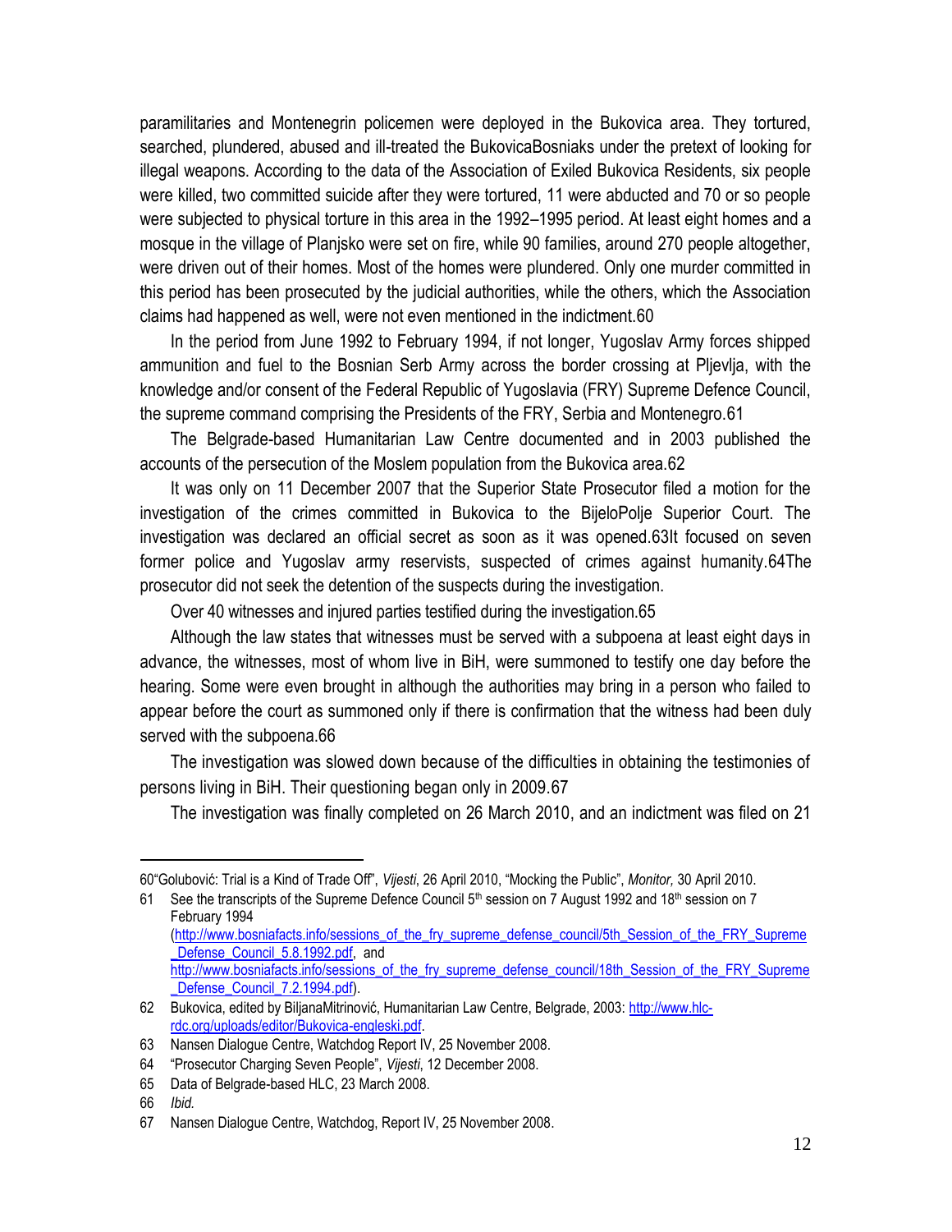paramilitaries and Montenegrin policemen were deployed in the Bukovica area. They tortured, searched, plundered, abused and ill-treated the BukovicaBosniaks under the pretext of looking for illegal weapons. According to the data of the Association of Exiled Bukovica Residents, six people were killed, two committed suicide after they were tortured, 11 were abducted and 70 or so people were subjected to physical torture in this area in the 1992–1995 period. At least eight homes and a mosque in the village of Planjsko were set on fire, while 90 families, around 270 people altogether, were driven out of their homes. Most of the homes were plundered. Only one murder committed in this period has been prosecuted by the judicial authorities, while the others, which the Association claims had happened as well, were not even mentioned in the indictment.[60]

In the period from June 1992 to February 1994, if not longer, Yugoslav Army forces shipped ammunition and fuel to the Bosnian Serb Army across the border crossing at Pljevlja, with the knowledge and/or consent of the Federal Republic of Yugoslavia (FRY) Supreme Defence Council, the supreme command comprising the Presidents of the FRY, Serbia and Montenegro.[61]

The Belgrade-based Humanitarian Law Centre documented and in 2003 published the accounts of the persecution of the Moslem population from the Bukovica area.[62]

It was only on 11 December 2007 that the Superior State Prosecutor filed a motion for the investigation of the crimes committed in Bukovica to the BijeloPolje Superior Court. The investigation was declared an official secret as soon as it was opened.[63] It focused on seven former police and Yugoslav army reservists, suspected of crimes against humanity.[64] The prosecutor did not seek the detention of the suspects during the investigation.

Over 40 witnesses and injured parties testified during the investigation.[65]

Although the law states that witnesses must be served with a subpoena at least eight days in advance, the witnesses, most of whom live in BiH, were summoned to testify one day before the hearing. Some were even brought in although the authorities may bring in a person who failed to appear before the court as summoned only if there is confirmation that the witness had been duly served with the subpoena.[66]

The investigation was slowed down because of the difficulties in obtaining the testimonies of persons living in BiH. Their questioning began only in 2009.[67]

The investigation was finally completed on 26 March 2010, and an indictment was filed on 21

---

60 "Golubović: Trial is a Kind of Trade Off", *Vijesti*, 26 April 2010, "Mocking the Public", *Monitor,* 30 April 2010.

61 See the transcripts of the Supreme Defence Council 5th session on 7 August 1992 and 18th session on 7 February 1994 (http://www.bosniafacts.info/sessions_of_the_fry_supreme_defense_council/5th_Session_of_the_FRY_Supreme_Defense_Council_5.8.1992.pdf, and http://www.bosniafacts.info/sessions_of_the_fry_supreme_defense_council/18th_Session_of_the_FRY_Supreme_Defense_Council_7.2.1994.pdf).

62 Bukovica, edited by BiljanaMitrinović, Humanitarian Law Centre, Belgrade, 2003: http://www.hlc-rdc.org/uploads/editor/Bukovica-engleski.pdf.

63 Nansen Dialogue Centre, Watchdog Report IV, 25 November 2008.

64 "Prosecutor Charging Seven People", *Vijesti*, 12 December 2008.

65 Data of Belgrade-based HLC, 23 March 2008.

66 *Ibid.*

67 Nansen Dialogue Centre, Watchdog, Report IV, 25 November 2008.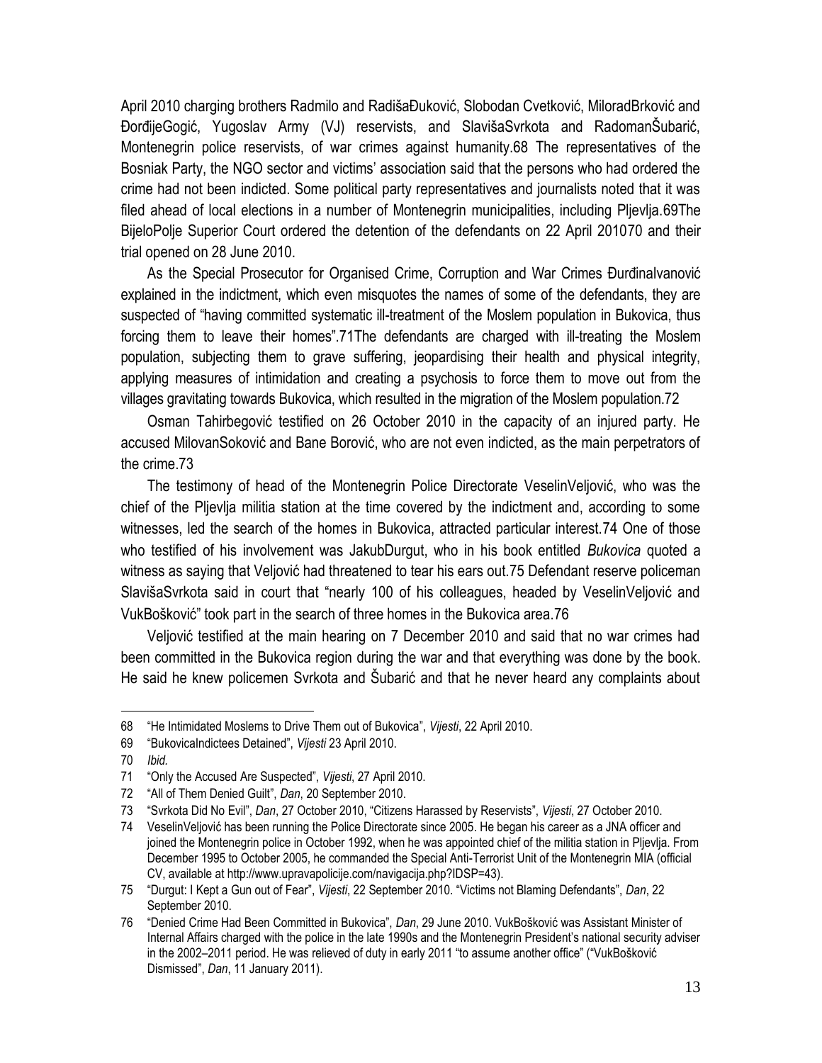April 2010 charging brothers Radmilo and RadišaĐuković, Slobodan Cvetković, MiloradBrković and ĐorđijeGogić, Yugoslav Army (VJ) reservists, and SlavišaSvrkota and RadomanŠubarić, Montenegrin police reservists, of war crimes against humanity.68 The representatives of the Bosniak Party, the NGO sector and victims' association said that the persons who had ordered the crime had not been indicted. Some political party representatives and journalists noted that it was filed ahead of local elections in a number of Montenegrin municipalities, including Pljevlja.69The BijeloPolje Superior Court ordered the detention of the defendants on 22 April 201070 and their trial opened on 28 June 2010.

As the Special Prosecutor for Organised Crime, Corruption and War Crimes ĐurđinaIvanović explained in the indictment, which even misquotes the names of some of the defendants, they are suspected of "having committed systematic ill-treatment of the Moslem population in Bukovica, thus forcing them to leave their homes".71The defendants are charged with ill-treating the Moslem population, subjecting them to grave suffering, jeopardising their health and physical integrity, applying measures of intimidation and creating a psychosis to force them to move out from the villages gravitating towards Bukovica, which resulted in the migration of the Moslem population.72

Osman Tahirbegović testified on 26 October 2010 in the capacity of an injured party. He accused MilovanSoković and Bane Borović, who are not even indicted, as the main perpetrators of the crime.73

The testimony of head of the Montenegrin Police Directorate VeselinVeljović, who was the chief of the Pljevlja militia station at the time covered by the indictment and, according to some witnesses, led the search of the homes in Bukovica, attracted particular interest.74 One of those who testified of his involvement was JakubDurgut, who in his book entitled *Bukovica* quoted a witness as saying that Veljović had threatened to tear his ears out.75 Defendant reserve policeman SlavišaSvrkota said in court that "nearly 100 of his colleagues, headed by VeselinVeljović and VukBošković" took part in the search of three homes in the Bukovica area.76

Veljović testified at the main hearing on 7 December 2010 and said that no war crimes had been committed in the Bukovica region during the war and that everything was done by the book. He said he knew policemen Svrkota and Šubarić and that he never heard any complaints about

---

68 "He Intimidated Moslems to Drive Them out of Bukovica", *Vijesti*, 22 April 2010.

69 "BukovicaIndictees Detained", *Vijesti* 23 April 2010.

70 *Ibid.*

71 "Only the Accused Are Suspected", *Vijesti*, 27 April 2010.

72 "All of Them Denied Guilt", *Dan*, 20 September 2010.

73 "Svrkota Did No Evil", *Dan*, 27 October 2010, "Citizens Harassed by Reservists", *Vijesti*, 27 October 2010.

74 VeselinVeljović has been running the Police Directorate since 2005. He began his career as a JNA officer and joined the Montenegrin police in October 1992, when he was appointed chief of the militia station in Pljevlja. From December 1995 to October 2005, he commanded the Special Anti-Terrorist Unit of the Montenegrin MIA (official CV, available at http://www.upravapolicije.com/navigacija.php?IDSP=43).

75 "Durgut: I Kept a Gun out of Fear", *Vijesti*, 22 September 2010. "Victims not Blaming Defendants", *Dan*, 22 September 2010.

76 "Denied Crime Had Been Committed in Bukovica", *Dan*, 29 June 2010. VukBošković was Assistant Minister of Internal Affairs charged with the police in the late 1990s and the Montenegrin President's national security adviser in the 2002–2011 period. He was relieved of duty in early 2011 "to assume another office" ("VukBošković Dismissed", *Dan*, 11 January 2011).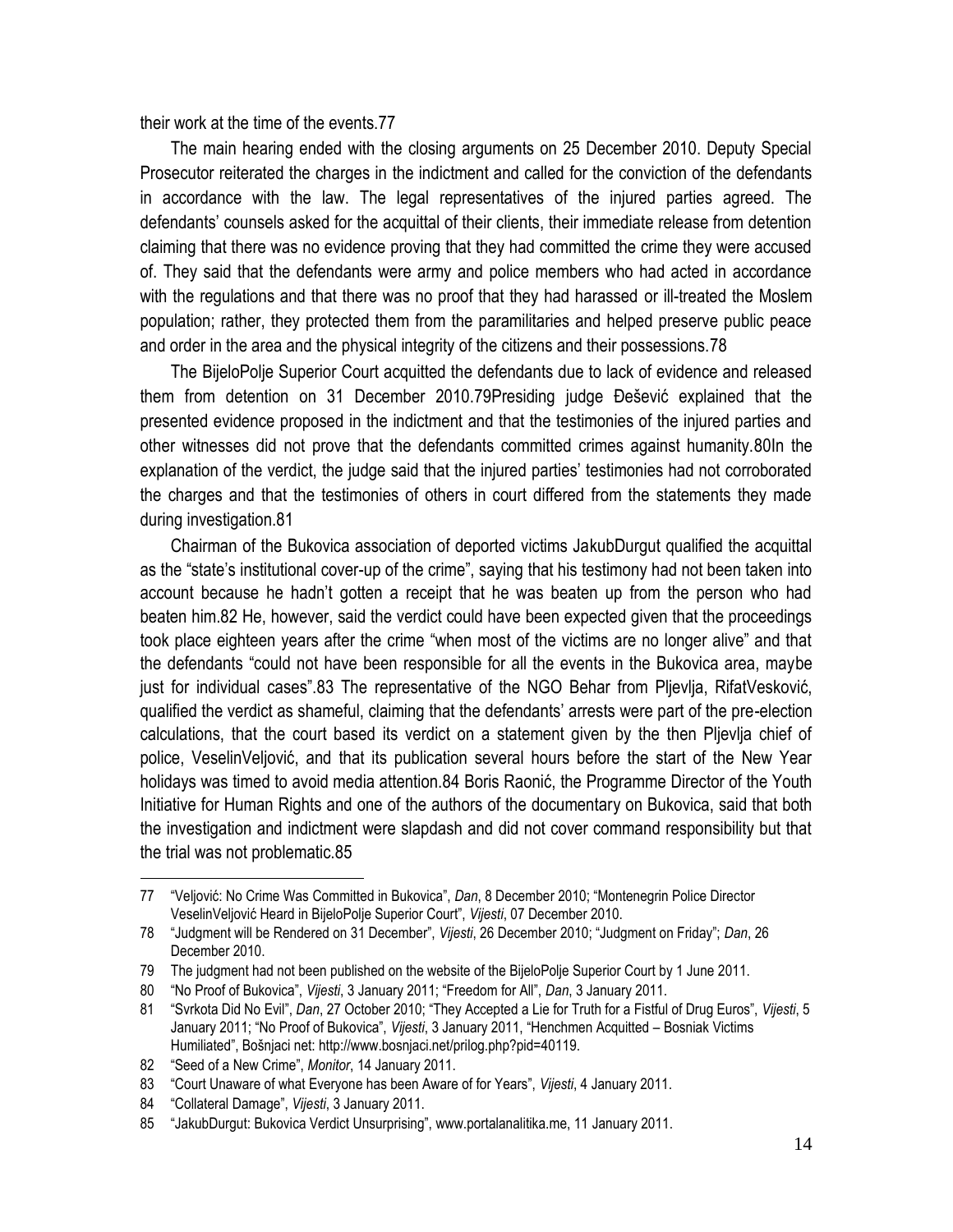their work at the time of the events.77

The main hearing ended with the closing arguments on 25 December 2010. Deputy Special Prosecutor reiterated the charges in the indictment and called for the conviction of the defendants in accordance with the law. The legal representatives of the injured parties agreed. The defendants' counsels asked for the acquittal of their clients, their immediate release from detention claiming that there was no evidence proving that they had committed the crime they were accused of. They said that the defendants were army and police members who had acted in accordance with the regulations and that there was no proof that they had harassed or ill-treated the Moslem population; rather, they protected them from the paramilitaries and helped preserve public peace and order in the area and the physical integrity of the citizens and their possessions.78

The BijeloPolje Superior Court acquitted the defendants due to lack of evidence and released them from detention on 31 December 2010.79Presiding judge Đešević explained that the presented evidence proposed in the indictment and that the testimonies of the injured parties and other witnesses did not prove that the defendants committed crimes against humanity.80In the explanation of the verdict, the judge said that the injured parties' testimonies had not corroborated the charges and that the testimonies of others in court differed from the statements they made during investigation.81

Chairman of the Bukovica association of deported victims JakubDurgut qualified the acquittal as the "state's institutional cover-up of the crime", saying that his testimony had not been taken into account because he hadn't gotten a receipt that he was beaten up from the person who had beaten him.82 He, however, said the verdict could have been expected given that the proceedings took place eighteen years after the crime "when most of the victims are no longer alive" and that the defendants "could not have been responsible for all the events in the Bukovica area, maybe just for individual cases".83 The representative of the NGO Behar from Pljevlja, RifatVesković, qualified the verdict as shameful, claiming that the defendants' arrests were part of the pre-election calculations, that the court based its verdict on a statement given by the then Pljevlja chief of police, VeselinVeljović, and that its publication several hours before the start of the New Year holidays was timed to avoid media attention.84 Boris Raonić, the Programme Director of the Youth Initiative for Human Rights and one of the authors of the documentary on Bukovica, said that both the investigation and indictment were slapdash and did not cover command responsibility but that the trial was not problematic.85

---

77 "Veljović: No Crime Was Committed in Bukovica", *Dan*, 8 December 2010; "Montenegrin Police Director VeselinVeljović Heard in BijeloPolje Superior Court", *Vijesti*, 07 December 2010.

78 "Judgment will be Rendered on 31 December", *Vijesti*, 26 December 2010; "Judgment on Friday"; *Dan*, 26 December 2010.

79 The judgment had not been published on the website of the BijeloPolje Superior Court by 1 June 2011.

80 "No Proof of Bukovica", *Vijesti*, 3 January 2011; "Freedom for All", *Dan*, 3 January 2011.

81 "Svrkota Did No Evil", *Dan*, 27 October 2010; "They Accepted a Lie for Truth for a Fistful of Drug Euros", *Vijesti*, 5 January 2011; "No Proof of Bukovica", *Vijesti*, 3 January 2011, "Henchmen Acquitted – Bosniak Victims Humiliated", Bošnjaci net: http://www.bosnjaci.net/prilog.php?pid=40119.

82 "Seed of a New Crime", *Monitor*, 14 January 2011.

83 "Court Unaware of what Everyone has been Aware of for Years", *Vijesti*, 4 January 2011.

84 "Collateral Damage", *Vijesti*, 3 January 2011.

85 "JakubDurgut: Bukovica Verdict Unsurprising", www.portalanalitika.me, 11 January 2011.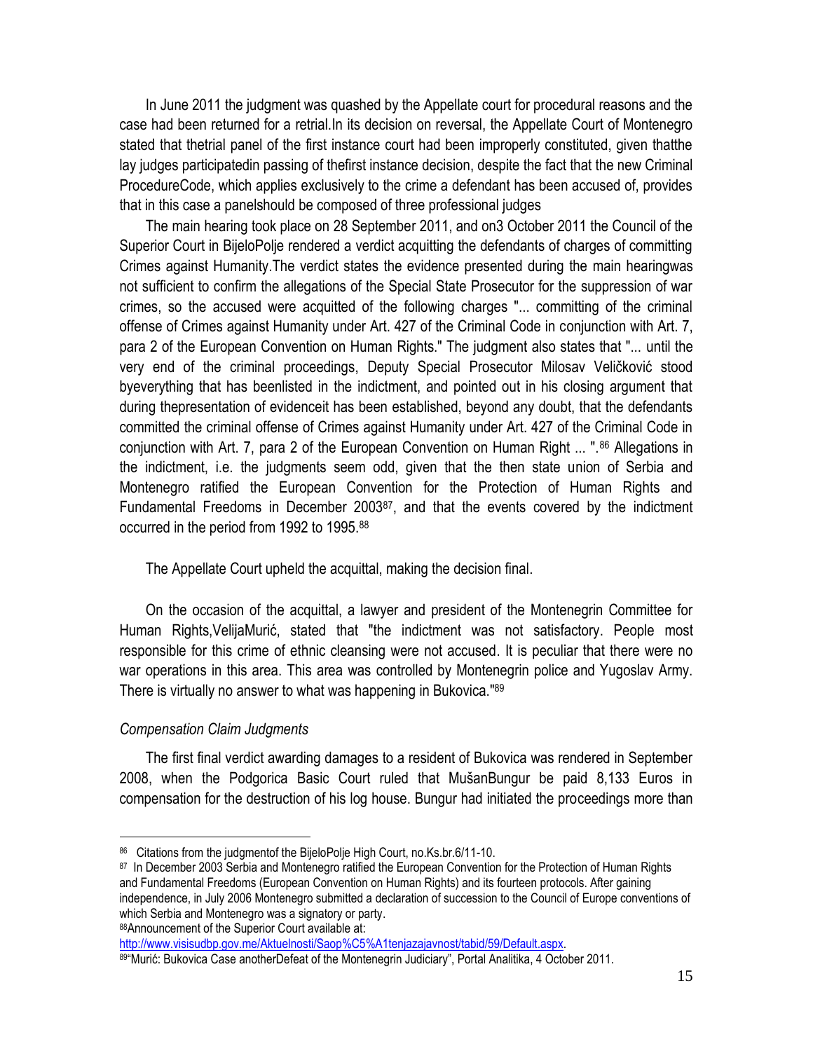In June 2011 the judgment was quashed by the Appellate court for procedural reasons and the case had been returned for a retrial.In its decision on reversal, the Appellate Court of Montenegro stated that thetrial panel of the first instance court had been improperly constituted, given thatthe lay judges participatedin passing of thefirst instance decision, despite the fact that the new Criminal ProcedureCode, which applies exclusively to the crime a defendant has been accused of, provides that in this case a panelshould be composed of three professional judges

The main hearing took place on 28 September 2011, and on3 October 2011 the Council of the Superior Court in BijeloPolje rendered a verdict acquitting the defendants of charges of committing Crimes against Humanity.The verdict states the evidence presented during the main hearingwas not sufficient to confirm the allegations of the Special State Prosecutor for the suppression of war crimes, so the accused were acquitted of the following charges "... committing of the criminal offense of Crimes against Humanity under Art. 427 of the Criminal Code in conjunction with Art. 7, para 2 of the European Convention on Human Rights." The judgment also states that "... until the very end of the criminal proceedings, Deputy Special Prosecutor Milosav Veličković stood byeverything that has beenlisted in the indictment, and pointed out in his closing argument that during thepresentation of evidenceit has been established, beyond any doubt, that the defendants committed the criminal offense of Crimes against Humanity under Art. 427 of the Criminal Code in conjunction with Art. 7, para 2 of the European Convention on Human Right ... ".[86] Allegations in the indictment, i.e. the judgments seem odd, given that the then state union of Serbia and Montenegro ratified the European Convention for the Protection of Human Rights and Fundamental Freedoms in December 2003[87], and that the events covered by the indictment occurred in the period from 1992 to 1995.[88]

The Appellate Court upheld the acquittal, making the decision final.

On the occasion of the acquittal, a lawyer and president of the Montenegrin Committee for Human Rights,VelijaMurić, stated that "the indictment was not satisfactory. People most responsible for this crime of ethnic cleansing were not accused. It is peculiar that there were no war operations in this area. This area was controlled by Montenegrin police and Yugoslav Army. There is virtually no answer to what was happening in Bukovica."[89]

*Compensation Claim Judgments*

The first final verdict awarding damages to a resident of Bukovica was rendered in September 2008, when the Podgorica Basic Court ruled that MušanBungur be paid 8,133 Euros in compensation for the destruction of his log house. Bungur had initiated the proceedings more than

---

[86] Citations from the judgmentof the BijeloPolje High Court, no.Ks.br.6/11-10.

[87] In December 2003 Serbia and Montenegro ratified the European Convention for the Protection of Human Rights and Fundamental Freedoms (European Convention on Human Rights) and its fourteen protocols. After gaining independence, in July 2006 Montenegro submitted a declaration of succession to the Council of Europe conventions of which Serbia and Montenegro was a signatory or party.

[88] Announcement of the Superior Court available at: http://www.visisudbp.gov.me/Aktuelnosti/Saop%C5%A1tenjazajavnost/tabid/59/Default.aspx.

[89] "Murić: Bukovica Case anotherDefeat of the Montenegrin Judiciary", Portal Analitika, 4 October 2011.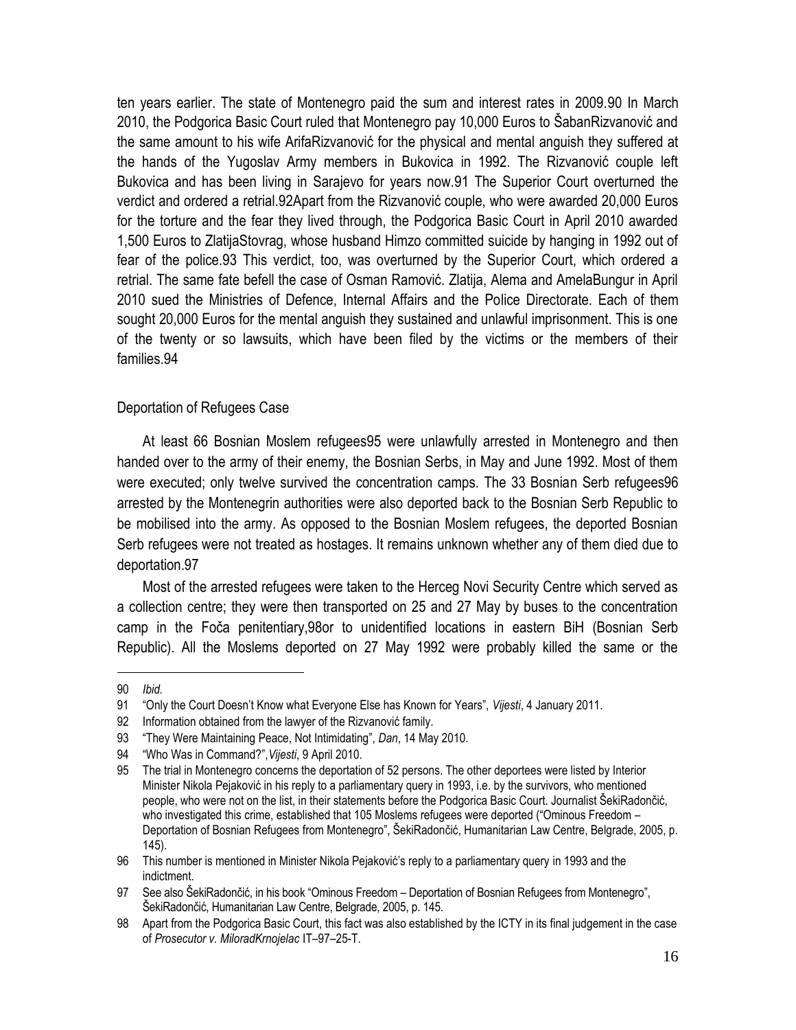ten years earlier. The state of Montenegro paid the sum and interest rates in 2009.[90] In March 2010, the Podgorica Basic Court ruled that Montenegro pay 10,000 Euros to ŠabanRizvanović and the same amount to his wife ArifaRizvanović for the physical and mental anguish they suffered at the hands of the Yugoslav Army members in Bukovica in 1992. The Rizvanović couple left Bukovica and has been living in Sarajevo for years now.[91] The Superior Court overturned the verdict and ordered a retrial.[92]Apart from the Rizvanović couple, who were awarded 20,000 Euros for the torture and the fear they lived through, the Podgorica Basic Court in April 2010 awarded 1,500 Euros to ZlatijaStovrag, whose husband Himzo committed suicide by hanging in 1992 out of fear of the police.[93] This verdict, too, was overturned by the Superior Court, which ordered a retrial. The same fate befell the case of Osman Ramović. Zlatija, Alema and AmelaBungur in April 2010 sued the Ministries of Defence, Internal Affairs and the Police Directorate. Each of them sought 20,000 Euros for the mental anguish they sustained and unlawful imprisonment. This is one of the twenty or so lawsuits, which have been filed by the victims or the members of their families.[94]

## Deportation of Refugees Case

At least 66 Bosnian Moslem refugees[95] were unlawfully arrested in Montenegro and then handed over to the army of their enemy, the Bosnian Serbs, in May and June 1992. Most of them were executed; only twelve survived the concentration camps. The 33 Bosnian Serb refugees[96] arrested by the Montenegrin authorities were also deported back to the Bosnian Serb Republic to be mobilised into the army. As opposed to the Bosnian Moslem refugees, the deported Bosnian Serb refugees were not treated as hostages. It remains unknown whether any of them died due to deportation.[97]

Most of the arrested refugees were taken to the Herceg Novi Security Centre which served as a collection centre; they were then transported on 25 and 27 May by buses to the concentration camp in the Foča penitentiary,[98]or to unidentified locations in eastern BiH (Bosnian Serb Republic). All the Moslems deported on 27 May 1992 were probably killed the same or the

---

90 *Ibid.*

91 "Only the Court Doesn't Know what Everyone Else has Known for Years", *Vijesti*, 4 January 2011.

92 Information obtained from the lawyer of the Rizvanović family.

93 "They Were Maintaining Peace, Not Intimidating", *Dan*, 14 May 2010.

94 "Who Was in Command?",*Vijesti*, 9 April 2010.

95 The trial in Montenegro concerns the deportation of 52 persons. The other deportees were listed by Interior Minister Nikola Pejaković in his reply to a parliamentary query in 1993, i.e. by the survivors, who mentioned people, who were not on the list, in their statements before the Podgorica Basic Court. Journalist ŠekiRadončić, who investigated this crime, established that 105 Moslems refugees were deported ("Ominous Freedom – Deportation of Bosnian Refugees from Montenegro", ŠekiRadončić, Humanitarian Law Centre, Belgrade, 2005, p. 145).

96 This number is mentioned in Minister Nikola Pejaković's reply to a parliamentary query in 1993 and the indictment.

97 See also ŠekiRadončić, in his book "Ominous Freedom – Deportation of Bosnian Refugees from Montenegro", ŠekiRadončić, Humanitarian Law Centre, Belgrade, 2005, p. 145.

98 Apart from the Podgorica Basic Court, this fact was also established by the ICTY in its final judgement in the case of *Prosecutor v. MiloradKrnojelac* IT–97–25-T.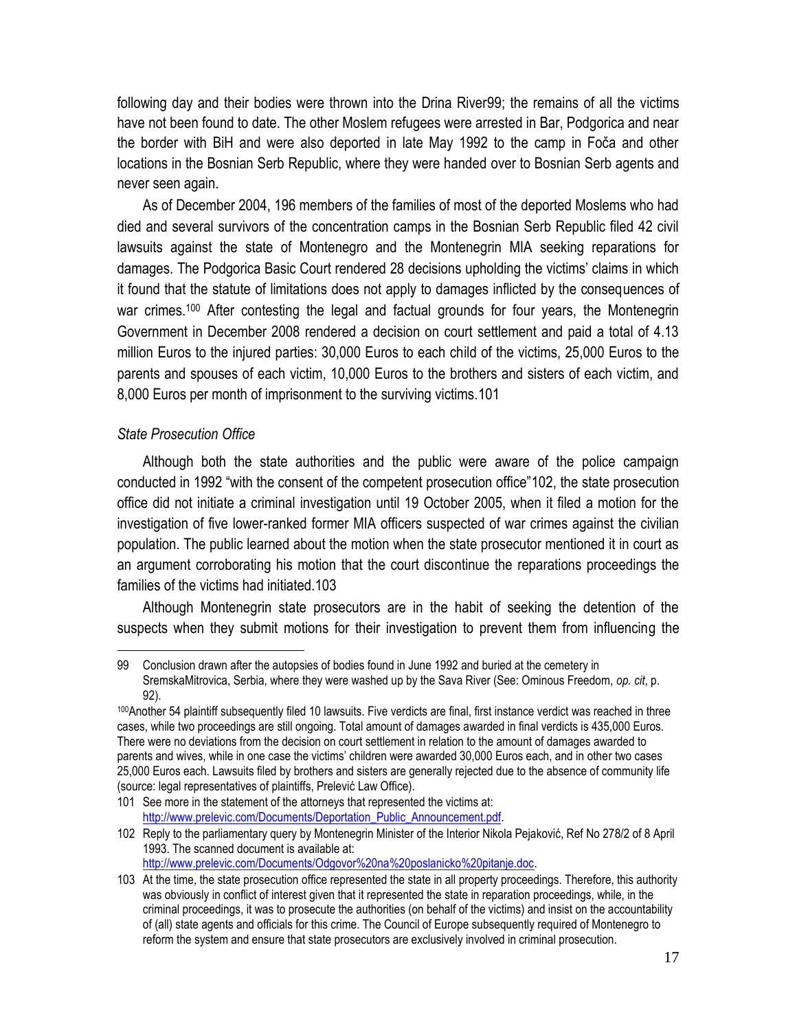following day and their bodies were thrown into the Drina River[99]; the remains of all the victims have not been found to date. The other Moslem refugees were arrested in Bar, Podgorica and near the border with BiH and were also deported in late May 1992 to the camp in Foča and other locations in the Bosnian Serb Republic, where they were handed over to Bosnian Serb agents and never seen again.

As of December 2004, 196 members of the families of most of the deported Moslems who had died and several survivors of the concentration camps in the Bosnian Serb Republic filed 42 civil lawsuits against the state of Montenegro and the Montenegrin MIA seeking reparations for damages. The Podgorica Basic Court rendered 28 decisions upholding the victims' claims in which it found that the statute of limitations does not apply to damages inflicted by the consequences of war crimes.[100] After contesting the legal and factual grounds for four years, the Montenegrin Government in December 2008 rendered a decision on court settlement and paid a total of 4.13 million Euros to the injured parties: 30,000 Euros to each child of the victims, 25,000 Euros to the parents and spouses of each victim, 10,000 Euros to the brothers and sisters of each victim, and 8,000 Euros per month of imprisonment to the surviving victims.[101]

*State Prosecution Office*

Although both the state authorities and the public were aware of the police campaign conducted in 1992 "with the consent of the competent prosecution office"[102], the state prosecution office did not initiate a criminal investigation until 19 October 2005, when it filed a motion for the investigation of five lower-ranked former MIA officers suspected of war crimes against the civilian population. The public learned about the motion when the state prosecutor mentioned it in court as an argument corroborating his motion that the court discontinue the reparations proceedings the families of the victims had initiated.[103]

Although Montenegrin state prosecutors are in the habit of seeking the detention of the suspects when they submit motions for their investigation to prevent them from influencing the

---

99 Conclusion drawn after the autopsies of bodies found in June 1992 and buried at the cemetery in SremskaMitrovica, Serbia, where they were washed up by the Sava River (See: Ominous Freedom, *op. cit*, p. 92).

100 Another 54 plaintiff subsequently filed 10 lawsuits. Five verdicts are final, first instance verdict was reached in three cases, while two proceedings are still ongoing. Total amount of damages awarded in final verdicts is 435,000 Euros. There were no deviations from the decision on court settlement in relation to the amount of damages awarded to parents and wives, while in one case the victims' children were awarded 30,000 Euros each, and in other two cases 25,000 Euros each. Lawsuits filed by brothers and sisters are generally rejected due to the absence of community life (source: legal representatives of plaintiffs, Prelević Law Office).

101 See more in the statement of the attorneys that represented the victims at: http://www.prelevic.com/Documents/Deportation_Public_Announcement.pdf.

102 Reply to the parliamentary query by Montenegrin Minister of the Interior Nikola Pejaković, Ref No 278/2 of 8 April 1993. The scanned document is available at: http://www.prelevic.com/Documents/Odgovor%20na%20poslanicko%20pitanje.doc.

103 At the time, the state prosecution office represented the state in all property proceedings. Therefore, this authority was obviously in conflict of interest given that it represented the state in reparation proceedings, while, in the criminal proceedings, it was to prosecute the authorities (on behalf of the victims) and insist on the accountability of (all) state agents and officials for this crime. The Council of Europe subsequently required of Montenegro to reform the system and ensure that state prosecutors are exclusively involved in criminal prosecution.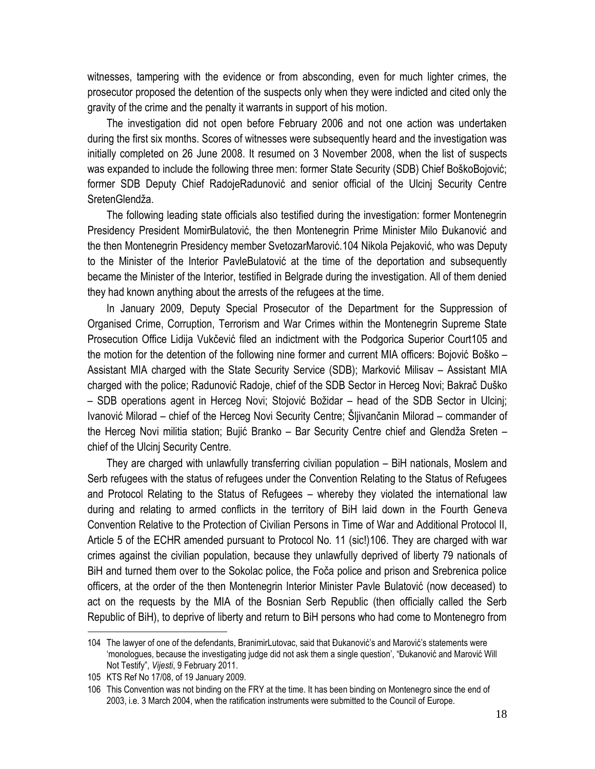witnesses, tampering with the evidence or from absconding, even for much lighter crimes, the prosecutor proposed the detention of the suspects only when they were indicted and cited only the gravity of the crime and the penalty it warrants in support of his motion.

The investigation did not open before February 2006 and not one action was undertaken during the first six months. Scores of witnesses were subsequently heard and the investigation was initially completed on 26 June 2008. It resumed on 3 November 2008, when the list of suspects was expanded to include the following three men: former State Security (SDB) Chief BoškoBojović; former SDB Deputy Chief RadojeRadunović and senior official of the Ulcinj Security Centre SretenGlendža.

The following leading state officials also testified during the investigation: former Montenegrin Presidency President MomirBulatović, the then Montenegrin Prime Minister Milo Đukanović and the then Montenegrin Presidency member SvetozarMarović.[104] Nikola Pejaković, who was Deputy to the Minister of the Interior PavleBulatović at the time of the deportation and subsequently became the Minister of the Interior, testified in Belgrade during the investigation. All of them denied they had known anything about the arrests of the refugees at the time.

In January 2009, Deputy Special Prosecutor of the Department for the Suppression of Organised Crime, Corruption, Terrorism and War Crimes within the Montenegrin Supreme State Prosecution Office Lidija Vukčević filed an indictment with the Podgorica Superior Court[105] and the motion for the detention of the following nine former and current MIA officers: Bojović Boško – Assistant MIA charged with the State Security Service (SDB); Marković Milisav – Assistant MIA charged with the police; Radunović Radoje, chief of the SDB Sector in Herceg Novi; Bakrač Duško – SDB operations agent in Herceg Novi; Stojović Božidar – head of the SDB Sector in Ulcinj; Ivanović Milorad – chief of the Herceg Novi Security Centre; Šljivančanin Milorad – commander of the Herceg Novi militia station; Bujić Branko – Bar Security Centre chief and Glendža Sreten – chief of the Ulcinj Security Centre.

They are charged with unlawfully transferring civilian population – BiH nationals, Moslem and Serb refugees with the status of refugees under the Convention Relating to the Status of Refugees and Protocol Relating to the Status of Refugees – whereby they violated the international law during and relating to armed conflicts in the territory of BiH laid down in the Fourth Geneva Convention Relative to the Protection of Civilian Persons in Time of War and Additional Protocol II, Article 5 of the ECHR amended pursuant to Protocol No. 11 (sic!)[106]. They are charged with war crimes against the civilian population, because they unlawfully deprived of liberty 79 nationals of BiH and turned them over to the Sokolac police, the Foča police and prison and Srebrenica police officers, at the order of the then Montenegrin Interior Minister Pavle Bulatović (now deceased) to act on the requests by the MIA of the Bosnian Serb Republic (then officially called the Serb Republic of BiH), to deprive of liberty and return to BiH persons who had come to Montenegro from

---

104 The lawyer of one of the defendants, BranimirLutovac, said that Đukanović's and Marović's statements were 'monologues, because the investigating judge did not ask them a single question', "Đukanović and Marović Will Not Testify", *Vijesti*, 9 February 2011.

105 KTS Ref No 17/08, of 19 January 2009.

106 This Convention was not binding on the FRY at the time. It has been binding on Montenegro since the end of 2003, i.e. 3 March 2004, when the ratification instruments were submitted to the Council of Europe.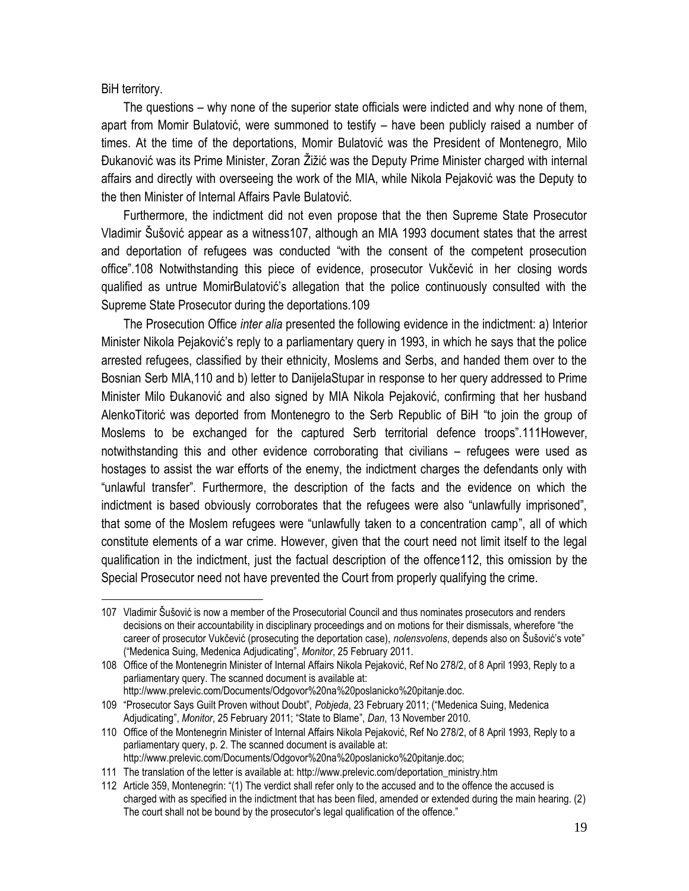BiH territory.

The questions – why none of the superior state officials were indicted and why none of them, apart from Momir Bulatović, were summoned to testify – have been publicly raised a number of times. At the time of the deportations, Momir Bulatović was the President of Montenegro, Milo Đukanović was its Prime Minister, Zoran Žižić was the Deputy Prime Minister charged with internal affairs and directly with overseeing the work of the MIA, while Nikola Pejaković was the Deputy to the then Minister of Internal Affairs Pavle Bulatović.

Furthermore, the indictment did not even propose that the then Supreme State Prosecutor Vladimir Šušović appear as a witness[107], although an MIA 1993 document states that the arrest and deportation of refugees was conducted "with the consent of the competent prosecution office".[108] Notwithstanding this piece of evidence, prosecutor Vukčević in her closing words qualified as untrue MomirBulatović's allegation that the police continuously consulted with the Supreme State Prosecutor during the deportations.[109]

The Prosecution Office *inter alia* presented the following evidence in the indictment: a) Interior Minister Nikola Pejaković's reply to a parliamentary query in 1993, in which he says that the police arrested refugees, classified by their ethnicity, Moslems and Serbs, and handed them over to the Bosnian Serb MIA,[110] and b) letter to DanijelaStupar in response to her query addressed to Prime Minister Milo Đukanović and also signed by MIA Nikola Pejaković, confirming that her husband AlenkoTitorić was deported from Montenegro to the Serb Republic of BiH "to join the group of Moslems to be exchanged for the captured Serb territorial defence troops".[111]However, notwithstanding this and other evidence corroborating that civilians – refugees were used as hostages to assist the war efforts of the enemy, the indictment charges the defendants only with "unlawful transfer". Furthermore, the description of the facts and the evidence on which the indictment is based obviously corroborates that the refugees were also "unlawfully imprisoned", that some of the Moslem refugees were "unlawfully taken to a concentration camp", all of which constitute elements of a war crime. However, given that the court need not limit itself to the legal qualification in the indictment, just the factual description of the offence[112], this omission by the Special Prosecutor need not have prevented the Court from properly qualifying the crime.

---

[107] Vladimir Šušović is now a member of the Prosecutorial Council and thus nominates prosecutors and renders decisions on their accountability in disciplinary proceedings and on motions for their dismissals, wherefore "the career of prosecutor Vukčević (prosecuting the deportation case), *nolensvolens*, depends also on Šušović's vote" ("Medenica Suing, Medenica Adjudicating", *Monitor*, 25 February 2011.

[108] Office of the Montenegrin Minister of Internal Affairs Nikola Pejaković, Ref No 278/2, of 8 April 1993, Reply to a parliamentary query. The scanned document is available at: http://www.prelevic.com/Documents/Odgovor%20na%20poslanicko%20pitanje.doc.

[109] "Prosecutor Says Guilt Proven without Doubt", *Pobjeda*, 23 February 2011; ("Medenica Suing, Medenica Adjudicating", *Monitor*, 25 February 2011; "State to Blame", *Dan*, 13 November 2010.

[110] Office of the Montenegrin Minister of Internal Affairs Nikola Pejaković, Ref No 278/2, of 8 April 1993, Reply to a parliamentary query, p. 2. The scanned document is available at: http://www.prelevic.com/Documents/Odgovor%20na%20poslanicko%20pitanje.doc;

[111] The translation of the letter is available at: http://www.prelevic.com/deportation_ministry.htm

[112] Article 359, Montenegrin: "(1) The verdict shall refer only to the accused and to the offence the accused is charged with as specified in the indictment that has been filed, amended or extended during the main hearing. (2) The court shall not be bound by the prosecutor's legal qualification of the offence."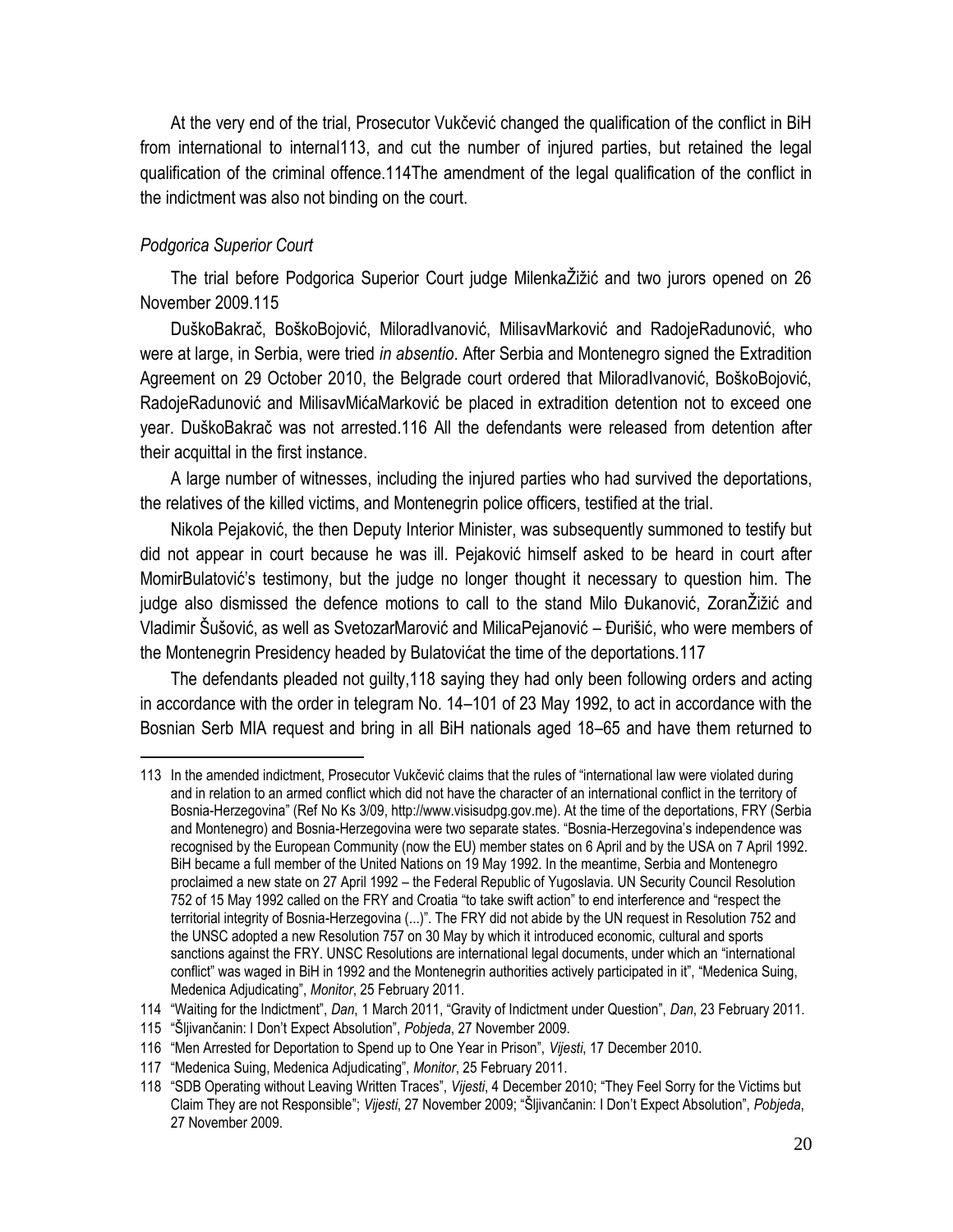At the very end of the trial, Prosecutor Vukčević changed the qualification of the conflict in BiH from international to internal[113], and cut the number of injured parties, but retained the legal qualification of the criminal offence.[114] The amendment of the legal qualification of the conflict in the indictment was also not binding on the court.

*Podgorica Superior Court*

The trial before Podgorica Superior Court judge MilenkaŽižić and two jurors opened on 26 November 2009.[115]

DuškoBakrač, BoškoBojović, MiloradIvanović, MilisavMarković and RadojeRadunović, who were at large, in Serbia, were tried *in absentio*. After Serbia and Montenegro signed the Extradition Agreement on 29 October 2010, the Belgrade court ordered that MiloradIvanović, BoškoBojović, RadojeRadunović and MilisavMićaMarković be placed in extradition detention not to exceed one year. DuškoBakrač was not arrested.[116] All the defendants were released from detention after their acquittal in the first instance.

A large number of witnesses, including the injured parties who had survived the deportations, the relatives of the killed victims, and Montenegrin police officers, testified at the trial.

Nikola Pejaković, the then Deputy Interior Minister, was subsequently summoned to testify but did not appear in court because he was ill. Pejaković himself asked to be heard in court after MomirBulatović's testimony, but the judge no longer thought it necessary to question him. The judge also dismissed the defence motions to call to the stand Milo Đukanović, ZoranŽižić and Vladimir Šušović, as well as SvetozarMarović and MilicaPejanović – Đurišić, who were members of the Montenegrin Presidency headed by Bulatovićat the time of the deportations.[117]

The defendants pleaded not guilty,[118] saying they had only been following orders and acting in accordance with the order in telegram No. 14–101 of 23 May 1992, to act in accordance with the Bosnian Serb MIA request and bring in all BiH nationals aged 18–65 and have them returned to

---

113 In the amended indictment, Prosecutor Vukčević claims that the rules of "international law were violated during and in relation to an armed conflict which did not have the character of an international conflict in the territory of Bosnia-Herzegovina" (Ref No Ks 3/09, http://www.visisudpg.gov.me). At the time of the deportations, FRY (Serbia and Montenegro) and Bosnia-Herzegovina were two separate states. "Bosnia-Herzegovina's independence was recognised by the European Community (now the EU) member states on 6 April and by the USA on 7 April 1992. BiH became a full member of the United Nations on 19 May 1992. In the meantime, Serbia and Montenegro proclaimed a new state on 27 April 1992 – the Federal Republic of Yugoslavia. UN Security Council Resolution 752 of 15 May 1992 called on the FRY and Croatia "to take swift action" to end interference and "respect the territorial integrity of Bosnia-Herzegovina (...)". The FRY did not abide by the UN request in Resolution 752 and the UNSC adopted a new Resolution 757 on 30 May by which it introduced economic, cultural and sports sanctions against the FRY. UNSC Resolutions are international legal documents, under which an "international conflict" was waged in BiH in 1992 and the Montenegrin authorities actively participated in it", "Medenica Suing, Medenica Adjudicating", *Monitor*, 25 February 2011.

114 "Waiting for the Indictment", *Dan*, 1 March 2011, "Gravity of Indictment under Question", *Dan*, 23 February 2011.

115 "Šljivančanin: I Don't Expect Absolution", *Pobjeda*, 27 November 2009.

116 "Men Arrested for Deportation to Spend up to One Year in Prison", *Vijesti*, 17 December 2010.

117 "Medenica Suing, Medenica Adjudicating", *Monitor*, 25 February 2011.

118 "SDB Operating without Leaving Written Traces", *Vijesti*, 4 December 2010; "They Feel Sorry for the Victims but Claim They are not Responsible"; *Vijesti*, 27 November 2009; "Šljivančanin: I Don't Expect Absolution", *Pobjeda*, 27 November 2009.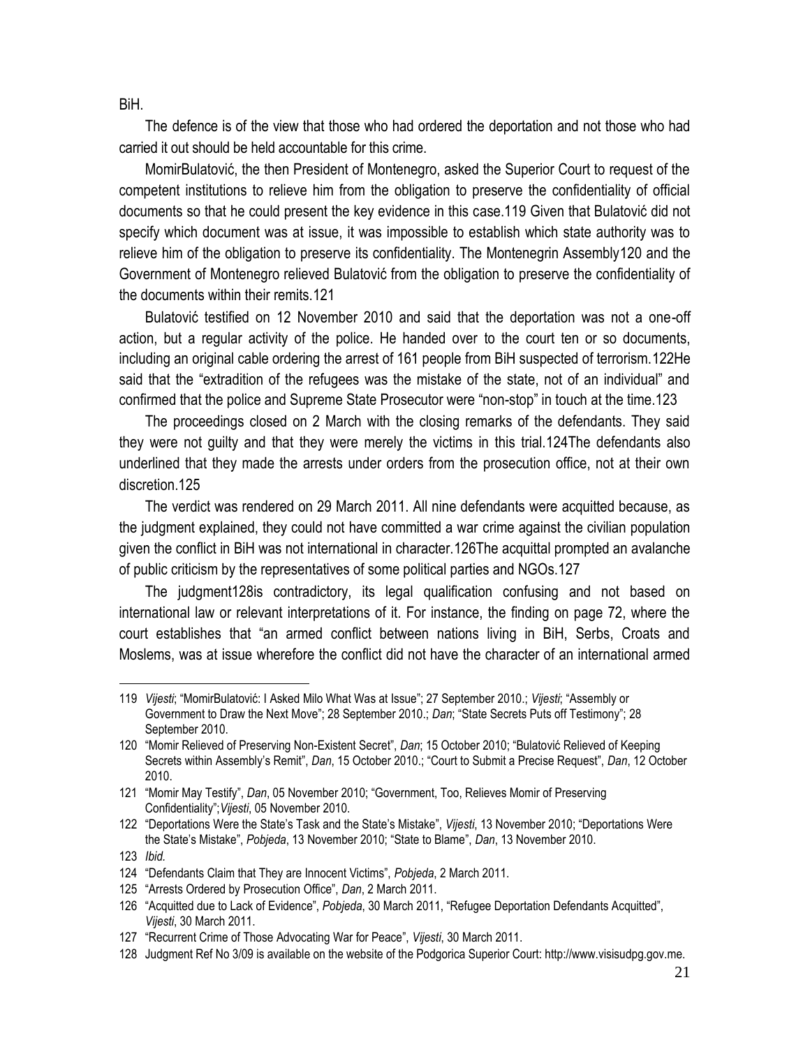BiH.

The defence is of the view that those who had ordered the deportation and not those who had carried it out should be held accountable for this crime.

MomirBulatović, the then President of Montenegro, asked the Superior Court to request of the competent institutions to relieve him from the obligation to preserve the confidentiality of official documents so that he could present the key evidence in this case.[119] Given that Bulatović did not specify which document was at issue, it was impossible to establish which state authority was to relieve him of the obligation to preserve its confidentiality. The Montenegrin Assembly[120] and the Government of Montenegro relieved Bulatović from the obligation to preserve the confidentiality of the documents within their remits.[121]

Bulatović testified on 12 November 2010 and said that the deportation was not a one-off action, but a regular activity of the police. He handed over to the court ten or so documents, including an original cable ordering the arrest of 161 people from BiH suspected of terrorism.[122] He said that the "extradition of the refugees was the mistake of the state, not of an individual" and confirmed that the police and Supreme State Prosecutor were "non-stop" in touch at the time.[123]

The proceedings closed on 2 March with the closing remarks of the defendants. They said they were not guilty and that they were merely the victims in this trial.[124] The defendants also underlined that they made the arrests under orders from the prosecution office, not at their own discretion.[125]

The verdict was rendered on 29 March 2011. All nine defendants were acquitted because, as the judgment explained, they could not have committed a war crime against the civilian population given the conflict in BiH was not international in character.[126] The acquittal prompted an avalanche of public criticism by the representatives of some political parties and NGOs.[127]

The judgment[128] is contradictory, its legal qualification confusing and not based on international law or relevant interpretations of it. For instance, the finding on page 72, where the court establishes that "an armed conflict between nations living in BiH, Serbs, Croats and Moslems, was at issue wherefore the conflict did not have the character of an international armed

---

119 *Vijesti*; "MomirBulatović: I Asked Milo What Was at Issue"; 27 September 2010.; *Vijesti*; "Assembly or Government to Draw the Next Move"; 28 September 2010.; *Dan*; "State Secrets Puts off Testimony"; 28 September 2010.

120 "Momir Relieved of Preserving Non-Existent Secret", *Dan*; 15 October 2010; "Bulatović Relieved of Keeping Secrets within Assembly's Remit", *Dan*, 15 October 2010.; "Court to Submit a Precise Request", *Dan*, 12 October 2010.

121 "Momir May Testify", *Dan*, 05 November 2010; "Government, Too, Relieves Momir of Preserving Confidentiality";*Vijesti*, 05 November 2010.

122 "Deportations Were the State's Task and the State's Mistake", *Vijesti*, 13 November 2010; "Deportations Were the State's Mistake", *Pobjeda*, 13 November 2010; "State to Blame", *Dan*, 13 November 2010.

123 *Ibid.*

124 "Defendants Claim that They are Innocent Victims", *Pobjeda*, 2 March 2011.

125 "Arrests Ordered by Prosecution Office", *Dan*, 2 March 2011.

126 "Acquitted due to Lack of Evidence", *Pobjeda*, 30 March 2011, "Refugee Deportation Defendants Acquitted", *Vijesti*, 30 March 2011.

127 "Recurrent Crime of Those Advocating War for Peace", *Vijesti*, 30 March 2011.

128 Judgment Ref No 3/09 is available on the website of the Podgorica Superior Court: http://www.visisudpg.gov.me.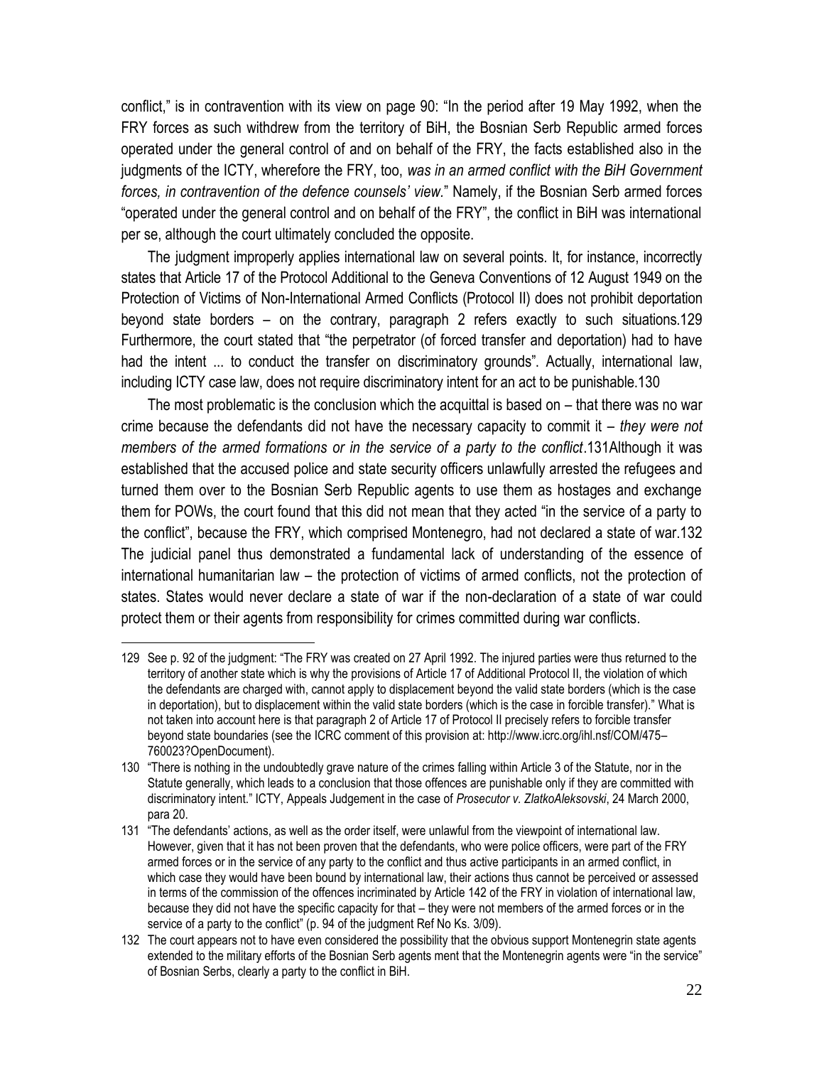conflict," is in contravention with its view on page 90: "In the period after 19 May 1992, when the FRY forces as such withdrew from the territory of BiH, the Bosnian Serb Republic armed forces operated under the general control of and on behalf of the FRY, the facts established also in the judgments of the ICTY, wherefore the FRY, too, *was in an armed conflict with the BiH Government forces, in contravention of the defence counsels' view.*" Namely, if the Bosnian Serb armed forces "operated under the general control and on behalf of the FRY", the conflict in BiH was international per se, although the court ultimately concluded the opposite.

The judgment improperly applies international law on several points. It, for instance, incorrectly states that Article 17 of the Protocol Additional to the Geneva Conventions of 12 August 1949 on the Protection of Victims of Non-International Armed Conflicts (Protocol II) does not prohibit deportation beyond state borders – on the contrary, paragraph 2 refers exactly to such situations.[129] Furthermore, the court stated that "the perpetrator (of forced transfer and deportation) had to have had the intent ... to conduct the transfer on discriminatory grounds". Actually, international law, including ICTY case law, does not require discriminatory intent for an act to be punishable.[130]

The most problematic is the conclusion which the acquittal is based on – that there was no war crime because the defendants did not have the necessary capacity to commit it – *they were not members of the armed formations or in the service of a party to the conflict*.[131] Although it was established that the accused police and state security officers unlawfully arrested the refugees and turned them over to the Bosnian Serb Republic agents to use them as hostages and exchange them for POWs, the court found that this did not mean that they acted "in the service of a party to the conflict", because the FRY, which comprised Montenegro, had not declared a state of war.[132] The judicial panel thus demonstrated a fundamental lack of understanding of the essence of international humanitarian law – the protection of victims of armed conflicts, not the protection of states. States would never declare a state of war if the non-declaration of a state of war could protect them or their agents from responsibility for crimes committed during war conflicts.

---

129 See p. 92 of the judgment: "The FRY was created on 27 April 1992. The injured parties were thus returned to the territory of another state which is why the provisions of Article 17 of Additional Protocol II, the violation of which the defendants are charged with, cannot apply to displacement beyond the valid state borders (which is the case in deportation), but to displacement within the valid state borders (which is the case in forcible transfer)." What is not taken into account here is that paragraph 2 of Article 17 of Protocol II precisely refers to forcible transfer beyond state boundaries (see the ICRC comment of this provision at: http://www.icrc.org/ihl.nsf/COM/475–760023?OpenDocument).

130 "There is nothing in the undoubtedly grave nature of the crimes falling within Article 3 of the Statute, nor in the Statute generally, which leads to a conclusion that those offences are punishable only if they are committed with discriminatory intent." ICTY, Appeals Judgement in the case of *Prosecutor v. ZlatkoAleksovski*, 24 March 2000, para 20.

131 "The defendants' actions, as well as the order itself, were unlawful from the viewpoint of international law. However, given that it has not been proven that the defendants, who were police officers, were part of the FRY armed forces or in the service of any party to the conflict and thus active participants in an armed conflict, in which case they would have been bound by international law, their actions thus cannot be perceived or assessed in terms of the commission of the offences incriminated by Article 142 of the FRY in violation of international law, because they did not have the specific capacity for that – they were not members of the armed forces or in the service of a party to the conflict" (p. 94 of the judgment Ref No Ks. 3/09).

132 The court appears not to have even considered the possibility that the obvious support Montenegrin state agents extended to the military efforts of the Bosnian Serb agents ment that the Montenegrin agents were "in the service" of Bosnian Serbs, clearly a party to the conflict in BiH.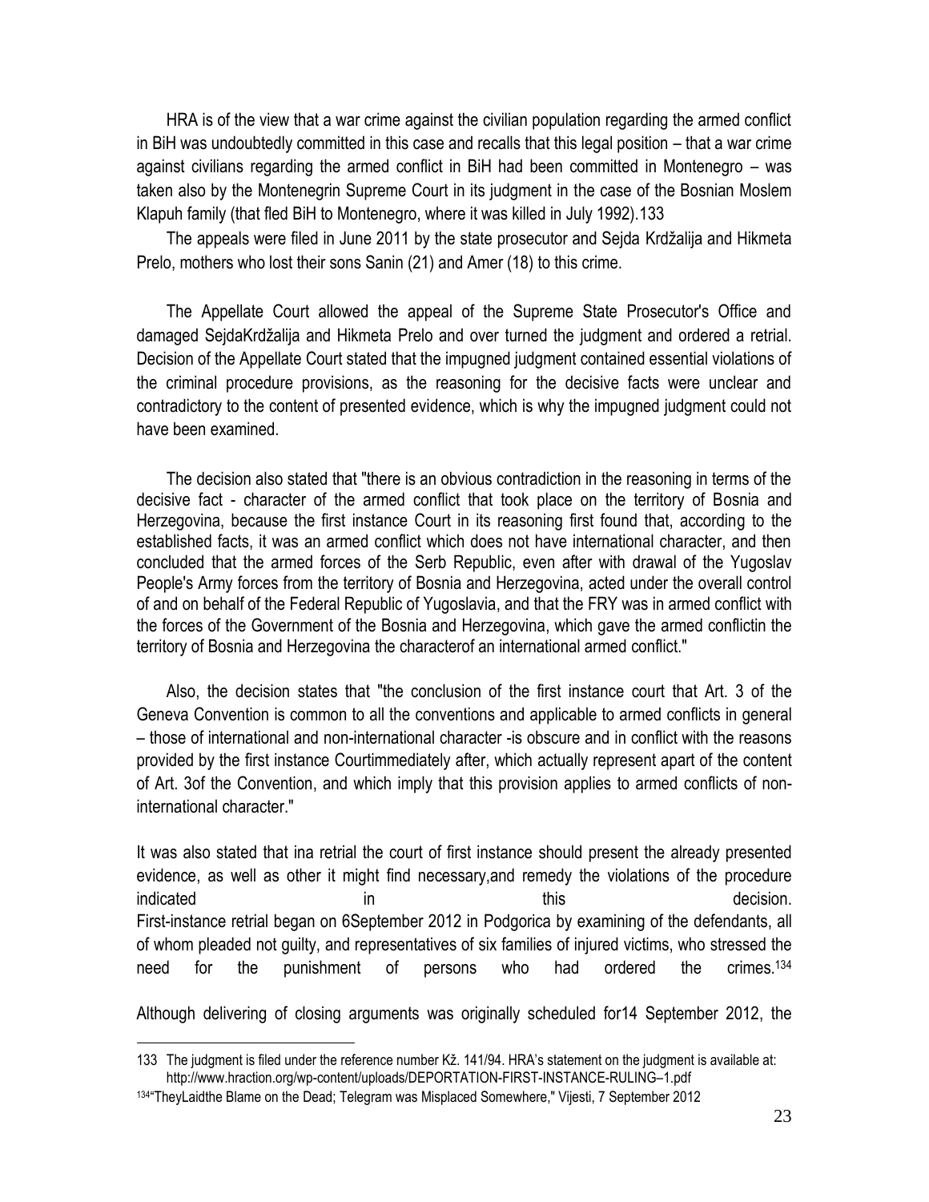HRA is of the view that a war crime against the civilian population regarding the armed conflict in BiH was undoubtedly committed in this case and recalls that this legal position – that a war crime against civilians regarding the armed conflict in BiH had been committed in Montenegro – was taken also by the Montenegrin Supreme Court in its judgment in the case of the Bosnian Moslem Klapuh family (that fled BiH to Montenegro, where it was killed in July 1992).133

The appeals were filed in June 2011 by the state prosecutor and Sejda Krdžalija and Hikmeta Prelo, mothers who lost their sons Sanin (21) and Amer (18) to this crime.

The Appellate Court allowed the appeal of the Supreme State Prosecutor's Office and damaged SejdaKrdžalija and Hikmeta Prelo and over turned the judgment and ordered a retrial. Decision of the Appellate Court stated that the impugned judgment contained essential violations of the criminal procedure provisions, as the reasoning for the decisive facts were unclear and contradictory to the content of presented evidence, which is why the impugned judgment could not have been examined.

The decision also stated that "there is an obvious contradiction in the reasoning in terms of the decisive fact - character of the armed conflict that took place on the territory of Bosnia and Herzegovina, because the first instance Court in its reasoning first found that, according to the established facts, it was an armed conflict which does not have international character, and then concluded that the armed forces of the Serb Republic, even after with drawal of the Yugoslav People's Army forces from the territory of Bosnia and Herzegovina, acted under the overall control of and on behalf of the Federal Republic of Yugoslavia, and that the FRY was in armed conflict with the forces of the Government of the Bosnia and Herzegovina, which gave the armed conflictin the territory of Bosnia and Herzegovina the characterof an international armed conflict."

Also, the decision states that "the conclusion of the first instance court that Art. 3 of the Geneva Convention is common to all the conventions and applicable to armed conflicts in general – those of international and non-international character -is obscure and in conflict with the reasons provided by the first instance Courtimmediately after, which actually represent apart of the content of Art. 3of the Convention, and which imply that this provision applies to armed conflicts of non-international character."

It was also stated that ina retrial the court of first instance should present the already presented evidence, as well as other it might find necessary,and remedy the violations of the procedure indicated in this decision.
First-instance retrial began on 6September 2012 in Podgorica by examining of the defendants, all of whom pleaded not guilty, and representatives of six families of injured victims, who stressed the need for the punishment of persons who had ordered the crimes.[134]

Although delivering of closing arguments was originally scheduled for14 September 2012, the

---

133 The judgment is filed under the reference number Kž. 141/94. HRA's statement on the judgment is available at: http://www.hraction.org/wp-content/uploads/DEPORTATION-FIRST-INSTANCE-RULING–1.pdf

134 "TheyLaidthe Blame on the Dead; Telegram was Misplaced Somewhere," Vijesti, 7 September 2012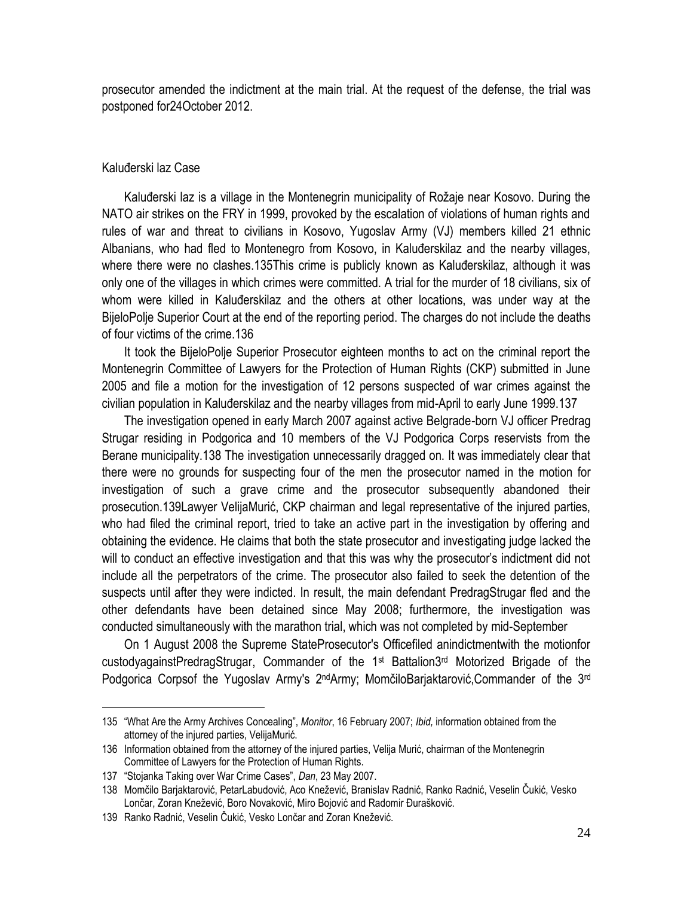prosecutor amended the indictment at the main trial. At the request of the defense, the trial was postponed for24October 2012.

## Kaluđerski laz Case

Kaluđerski laz is a village in the Montenegrin municipality of Rožaje near Kosovo. During the NATO air strikes on the FRY in 1999, provoked by the escalation of violations of human rights and rules of war and threat to civilians in Kosovo, Yugoslav Army (VJ) members killed 21 ethnic Albanians, who had fled to Montenegro from Kosovo, in Kaluđerskilaz and the nearby villages, where there were no clashes.[135]This crime is publicly known as Kaluđerskilaz, although it was only one of the villages in which crimes were committed. A trial for the murder of 18 civilians, six of whom were killed in Kaluđerskilaz and the others at other locations, was under way at the BijeloPolje Superior Court at the end of the reporting period. The charges do not include the deaths of four victims of the crime.[136]

It took the BijeloPolje Superior Prosecutor eighteen months to act on the criminal report the Montenegrin Committee of Lawyers for the Protection of Human Rights (CKP) submitted in June 2005 and file a motion for the investigation of 12 persons suspected of war crimes against the civilian population in Kaluđerskilaz and the nearby villages from mid-April to early June 1999.[137]

The investigation opened in early March 2007 against active Belgrade-born VJ officer Predrag Strugar residing in Podgorica and 10 members of the VJ Podgorica Corps reservists from the Berane municipality.[138] The investigation unnecessarily dragged on. It was immediately clear that there were no grounds for suspecting four of the men the prosecutor named in the motion for investigation of such a grave crime and the prosecutor subsequently abandoned their prosecution.[139]Lawyer VelijaMurić, CKP chairman and legal representative of the injured parties, who had filed the criminal report, tried to take an active part in the investigation by offering and obtaining the evidence. He claims that both the state prosecutor and investigating judge lacked the will to conduct an effective investigation and that this was why the prosecutor's indictment did not include all the perpetrators of the crime. The prosecutor also failed to seek the detention of the suspects until after they were indicted. In result, the main defendant PredragStrugar fled and the other defendants have been detained since May 2008; furthermore, the investigation was conducted simultaneously with the marathon trial, which was not completed by mid-September

On 1 August 2008 the Supreme StateProsecutor's Officefiled anindictmentwith the motionfor custodyagainstPredragStrugar, Commander of the 1st Battalion3rd Motorized Brigade of the Podgorica Corpsof the Yugoslav Army's 2ndArmy; MomčiloBarjaktarović,Commander of the 3rd

---

135 "What Are the Army Archives Concealing", *Monitor*, 16 February 2007; *Ibid,* information obtained from the attorney of the injured parties, VelijaMurić.

136 Information obtained from the attorney of the injured parties, Velija Murić, chairman of the Montenegrin Committee of Lawyers for the Protection of Human Rights.

137 "Stojanka Taking over War Crime Cases", *Dan*, 23 May 2007.

138 Momčilo Barjaktarović, PetarLabudović, Aco Knežević, Branislav Radnić, Ranko Radnić, Veselin Čukić, Vesko Lončar, Zoran Knežević, Boro Novaković, Miro Bojović and Radomir Đurašković.

139 Ranko Radnić, Veselin Čukić, Vesko Lončar and Zoran Knežević.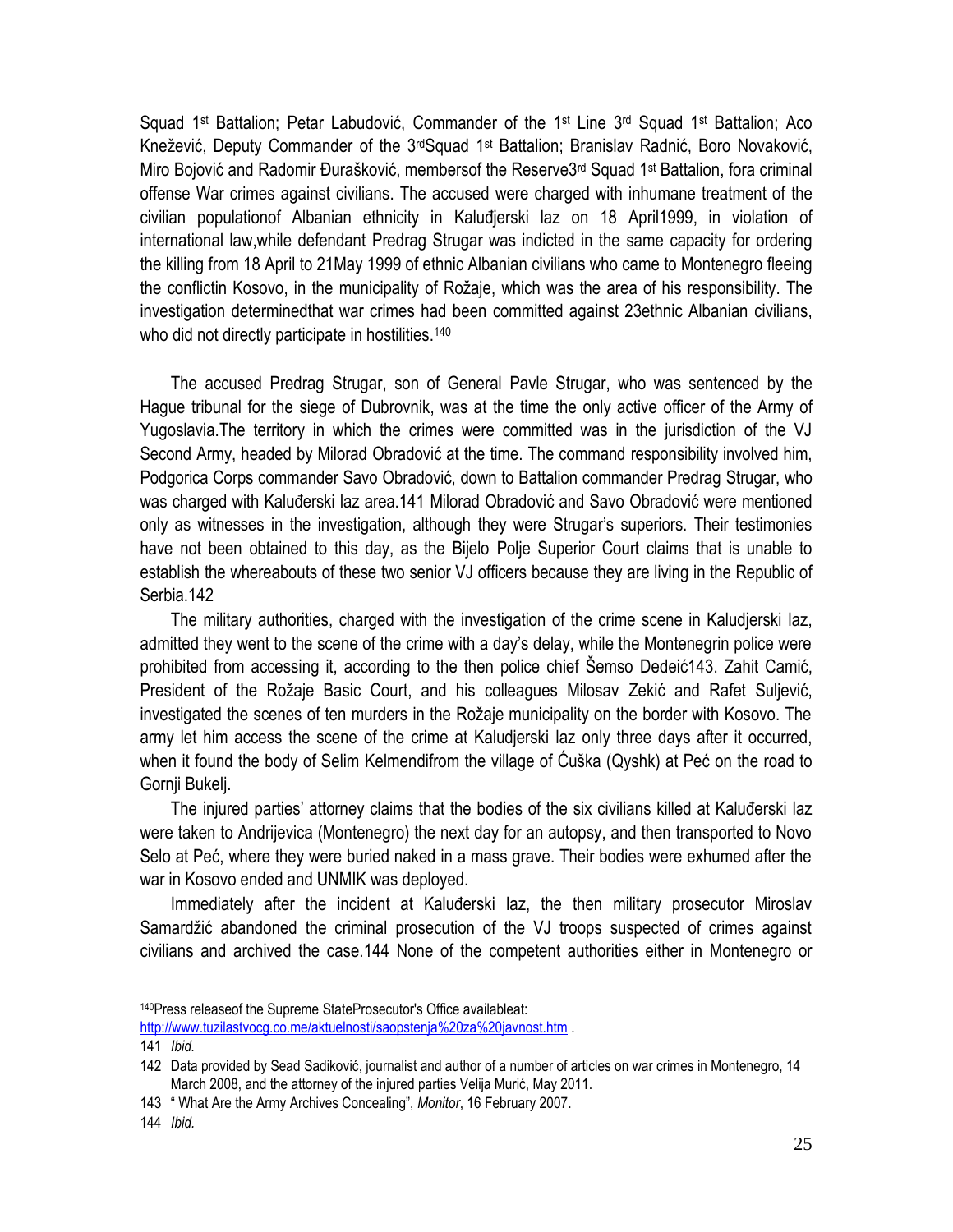Squad 1st Battalion; Petar Labudović, Commander of the 1st Line 3rd Squad 1st Battalion; Aco Knežević, Deputy Commander of the 3rdSquad 1st Battalion; Branislav Radnić, Boro Novaković, Miro Bojović and Radomir Đurašković, membersof the Reserve3rd Squad 1st Battalion, fora criminal offense War crimes against civilians. The accused were charged with inhumane treatment of the civilian populationof Albanian ethnicity in Kaluđjerski laz on 18 April1999, in violation of international law,while defendant Predrag Strugar was indicted in the same capacity for ordering the killing from 18 April to 21May 1999 of ethnic Albanian civilians who came to Montenegro fleeing the conflictin Kosovo, in the municipality of Rožaje, which was the area of his responsibility. The investigation determinedthat war crimes had been committed against 23ethnic Albanian civilians, who did not directly participate in hostilities.[140]

The accused Predrag Strugar, son of General Pavle Strugar, who was sentenced by the Hague tribunal for the siege of Dubrovnik, was at the time the only active officer of the Army of Yugoslavia.The territory in which the crimes were committed was in the jurisdiction of the VJ Second Army, headed by Milorad Obradović at the time. The command responsibility involved him, Podgorica Corps commander Savo Obradović, down to Battalion commander Predrag Strugar, who was charged with Kaluđerski laz area.141 Milorad Obradović and Savo Obradović were mentioned only as witnesses in the investigation, although they were Strugar's superiors. Their testimonies have not been obtained to this day, as the Bijelo Polje Superior Court claims that is unable to establish the whereabouts of these two senior VJ officers because they are living in the Republic of Serbia.142

The military authorities, charged with the investigation of the crime scene in Kaludjerski laz, admitted they went to the scene of the crime with a day's delay, while the Montenegrin police were prohibited from accessing it, according to the then police chief Šemso Dedeić143. Zahit Camić, President of the Rožaje Basic Court, and his colleagues Milosav Zekić and Rafet Suljević, investigated the scenes of ten murders in the Rožaje municipality on the border with Kosovo. The army let him access the scene of the crime at Kaludjerski laz only three days after it occurred, when it found the body of Selim Kelmendifrom the village of Ćuška (Qyshk) at Peć on the road to Gornji Bukelj.

The injured parties' attorney claims that the bodies of the six civilians killed at Kaluđerski laz were taken to Andrijevica (Montenegro) the next day for an autopsy, and then transported to Novo Selo at Peć, where they were buried naked in a mass grave. Their bodies were exhumed after the war in Kosovo ended and UNMIK was deployed.

Immediately after the incident at Kaluđerski laz, the then military prosecutor Miroslav Samardžić abandoned the criminal prosecution of the VJ troops suspected of crimes against civilians and archived the case.144 None of the competent authorities either in Montenegro or

---

[140] Press releaseof the Supreme StateProsecutor's Office availableat: http://www.tuzilastvocg.co.me/aktuelnosti/saopstenja%20za%20javnost.htm .

141 *Ibid.*

142 Data provided by Sead Sadiković, journalist and author of a number of articles on war crimes in Montenegro, 14 March 2008, and the attorney of the injured parties Velija Murić, May 2011.

143 " What Are the Army Archives Concealing", *Monitor*, 16 February 2007.

144 *Ibid.*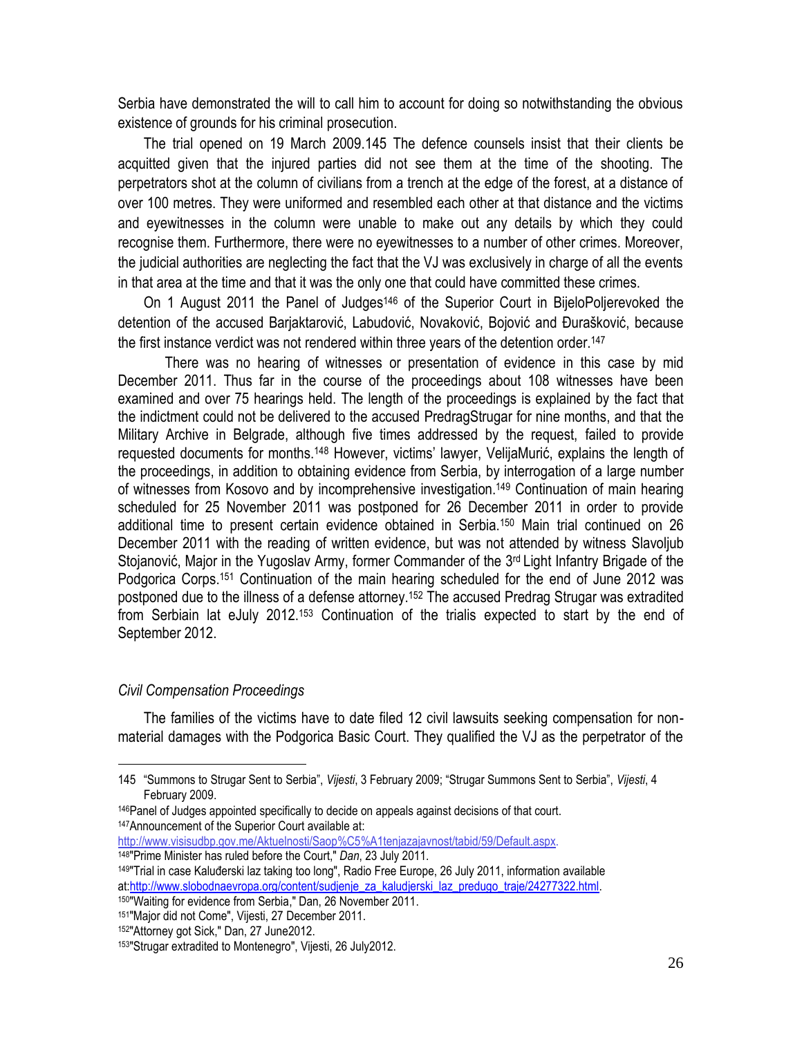Serbia have demonstrated the will to call him to account for doing so notwithstanding the obvious existence of grounds for his criminal prosecution.

The trial opened on 19 March 2009.145 The defence counsels insist that their clients be acquitted given that the injured parties did not see them at the time of the shooting. The perpetrators shot at the column of civilians from a trench at the edge of the forest, at a distance of over 100 metres. They were uniformed and resembled each other at that distance and the victims and eyewitnesses in the column were unable to make out any details by which they could recognise them. Furthermore, there were no eyewitnesses to a number of other crimes. Moreover, the judicial authorities are neglecting the fact that the VJ was exclusively in charge of all the events in that area at the time and that it was the only one that could have committed these crimes.

On 1 August 2011 the Panel of Judges[146] of the Superior Court in BijeloPoljerevoked the detention of the accused Barjaktarović, Labudović, Novaković, Bojović and Đurašković, because the first instance verdict was not rendered within three years of the detention order.[147]

There was no hearing of witnesses or presentation of evidence in this case by mid December 2011. Thus far in the course of the proceedings about 108 witnesses have been examined and over 75 hearings held. The length of the proceedings is explained by the fact that the indictment could not be delivered to the accused PredragStrugar for nine months, and that the Military Archive in Belgrade, although five times addressed by the request, failed to provide requested documents for months.[148] However, victims' lawyer, VelijaMurić, explains the length of the proceedings, in addition to obtaining evidence from Serbia, by interrogation of a large number of witnesses from Kosovo and by incomprehensive investigation.[149] Continuation of main hearing scheduled for 25 November 2011 was postponed for 26 December 2011 in order to provide additional time to present certain evidence obtained in Serbia.[150] Main trial continued on 26 December 2011 with the reading of written evidence, but was not attended by witness Slavoljub Stojanović, Major in the Yugoslav Army, former Commander of the 3rd Light Infantry Brigade of the Podgorica Corps.[151] Continuation of the main hearing scheduled for the end of June 2012 was postponed due to the illness of a defense attorney.[152] The accused Predrag Strugar was extradited from Serbiain lat eJuly 2012.[153] Continuation of the trialis expected to start by the end of September 2012.

*Civil Compensation Proceedings*

The families of the victims have to date filed 12 civil lawsuits seeking compensation for non-material damages with the Podgorica Basic Court. They qualified the VJ as the perpetrator of the

---

145 "Summons to Strugar Sent to Serbia", *Vijesti*, 3 February 2009; "Strugar Summons Sent to Serbia", *Vijesti*, 4 February 2009.

146 Panel of Judges appointed specifically to decide on appeals against decisions of that court.

147 Announcement of the Superior Court available at: http://www.visisudbp.gov.me/Aktuelnosti/Saop%C5%A1tenjazajavnost/tabid/59/Default.aspx.

148 "Prime Minister has ruled before the Court," *Dan*, 23 July 2011.

149 "Trial in case Kaluđerski laz taking too long", Radio Free Europe, 26 July 2011, information available at: http://www.slobodnaevropa.org/content/sudjenje_za_kaludjerski_laz_predugo_traje/24277322.html.

150 "Waiting for evidence from Serbia," Dan, 26 November 2011.

151 "Major did not Come", Vijesti, 27 December 2011.

152 "Attorney got Sick," Dan, 27 June2012.

153 "Strugar extradited to Montenegro", Vijesti, 26 July2012.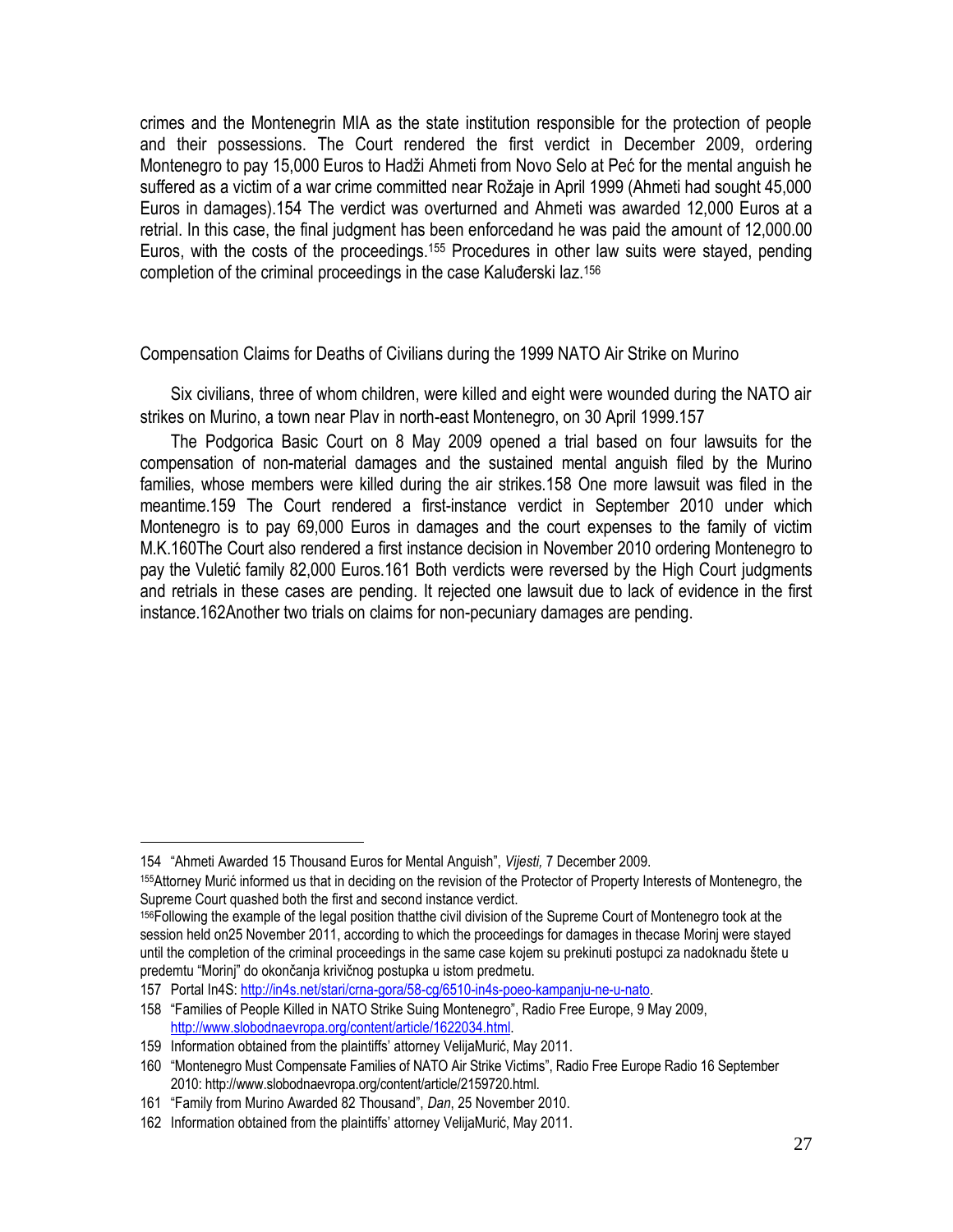crimes and the Montenegrin MIA as the state institution responsible for the protection of people and their possessions. The Court rendered the first verdict in December 2009, ordering Montenegro to pay 15,000 Euros to Hadži Ahmeti from Novo Selo at Peć for the mental anguish he suffered as a victim of a war crime committed near Rožaje in April 1999 (Ahmeti had sought 45,000 Euros in damages).154 The verdict was overturned and Ahmeti was awarded 12,000 Euros at a retrial. In this case, the final judgment has been enforcedand he was paid the amount of 12,000.00 Euros, with the costs of the proceedings.[155] Procedures in other law suits were stayed, pending completion of the criminal proceedings in the case Kaluđerski laz.[156]

Compensation Claims for Deaths of Civilians during the 1999 NATO Air Strike on Murino

Six civilians, three of whom children, were killed and eight were wounded during the NATO air strikes on Murino, a town near Plav in north-east Montenegro, on 30 April 1999.157

The Podgorica Basic Court on 8 May 2009 opened a trial based on four lawsuits for the compensation of non-material damages and the sustained mental anguish filed by the Murino families, whose members were killed during the air strikes.158 One more lawsuit was filed in the meantime.159 The Court rendered a first-instance verdict in September 2010 under which Montenegro is to pay 69,000 Euros in damages and the court expenses to the family of victim M.K.160The Court also rendered a first instance decision in November 2010 ordering Montenegro to pay the Vuletić family 82,000 Euros.161 Both verdicts were reversed by the High Court judgments and retrials in these cases are pending. It rejected one lawsuit due to lack of evidence in the first instance.162Another two trials on claims for non-pecuniary damages are pending.

---

154 "Ahmeti Awarded 15 Thousand Euros for Mental Anguish", *Vijesti,* 7 December 2009.

155Attorney Murić informed us that in deciding on the revision of the Protector of Property Interests of Montenegro, the Supreme Court quashed both the first and second instance verdict.

156Following the example of the legal position thatthe civil division of the Supreme Court of Montenegro took at the session held on25 November 2011, according to which the proceedings for damages in thecase Morinj were stayed until the completion of the criminal proceedings in the same case kojem su prekinuti postupci za nadoknadu štete u predemtu "Morinj" do okončanja krivičnog postupka u istom predmetu.

157 Portal In4S: http://in4s.net/stari/crna-gora/58-cg/6510-in4s-poeo-kampanju-ne-u-nato.

158 "Families of People Killed in NATO Strike Suing Montenegro", Radio Free Europe, 9 May 2009, http://www.slobodnaevropa.org/content/article/1622034.html.

159 Information obtained from the plaintiffs' attorney VelijaMurić, May 2011.

160 "Montenegro Must Compensate Families of NATO Air Strike Victims", Radio Free Europe Radio 16 September 2010: http://www.slobodnaevropa.org/content/article/2159720.html.

161 "Family from Murino Awarded 82 Thousand", *Dan*, 25 November 2010.

162 Information obtained from the plaintiffs' attorney VelijaMurić, May 2011.